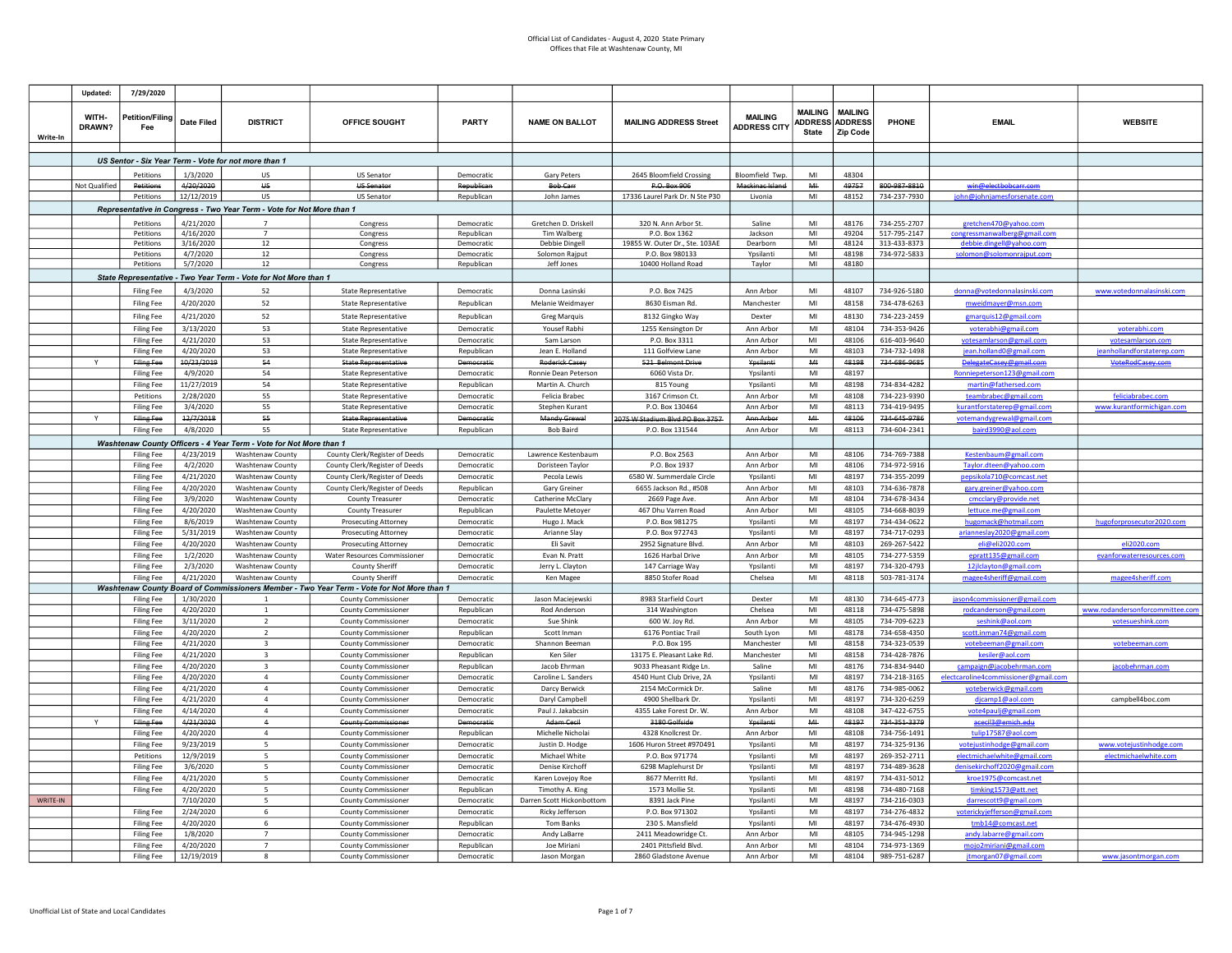Official List of Candidates - August 4, 2020 State Primary
Offices that File at Washtenaw County, MI

| Write-In | Updated: | 7/29/2020 | | | | | | | | | | | | |
|---|---|---|---|---|---|---|---|---|---|---|---|---|---|---|
| | WITH-DRAWN? | Petition/Filing Fee | Date Filed | DISTRICT | OFFICE SOUGHT | PARTY | NAME ON BALLOT | MAILING ADDRESS Street | MAILING ADDRESS CITY | MAILING ADDRESS State | MAILING ADDRESS Zip Code | PHONE | EMAIL | WEBSITE |
| | | ***US Sentor - Six Year Term - Vote for not more than 1*** | | | | | | | | | | | | |
| | | Petitions | 1/3/2020 | US | US Senator | Democratic | Gary Peters | 2645 Bloomfield Crossing | Bloomfield Twp. | MI | 48304 | | | |
| | Not Qualified | ~~Petitions~~ | ~~4/20/2020~~ | ~~US~~ | ~~US Senator~~ | ~~Republican~~ | ~~Bob Carr~~ | ~~P.O. Box 906~~ | ~~Mackinac Island~~ | ~~MI~~ | ~~49757~~ | ~~800-987-8810~~ | ~~win@electbobcarr.com~~ | |
| | | Petitions | 12/12/2019 | US | US Senator | Republican | John James | 17336 Laurel Park Dr. N Ste P30 | Livonia | MI | 48152 | 734-237-7930 | john@johnjamesforsenate.com | |
| | | ***Representative in Congress - Two Year Term - Vote for Not More than 1*** | | | | | | | | | | | | |
| | | Petitions | 4/21/2020 | 7 | Congress | Democratic | Gretchen D. Driskell | 320 N. Ann Arbor St. | Saline | MI | 48176 | 734-255-2707 | gretchen470@yahoo.com | |
| | | Petitions | 4/16/2020 | 7 | Congress | Republican | Tim Walberg | P.O. Box 1362 | Jackson | MI | 49204 | 517-795-2147 | congressmanwalberg@gmail.com | |
| | | Petitions | 3/16/2020 | 12 | Congress | Democratic | Debbie Dingell | 19855 W. Outer Dr., Ste. 103AE | Dearborn | MI | 48124 | 313-433-8373 | debbie.dingell@yahoo.com | |
| | | Petitions | 4/7/2020 | 12 | Congress | Democratic | Solomon Rajput | P.O. Box 980133 | Ypsilanti | MI | 48198 | 734-972-5833 | solomon@solomonrajput.com | |
| | | Petitions | 5/7/2020 | 12 | Congress | Republican | Jeff Jones | 10400 Holland Road | Taylor | MI | 48180 | | | |
| | | ***State Representative - Two Year Term - Vote for Not More than 1*** | | | | | | | | | | | | |
| | | Filing Fee | 4/3/2020 | 52 | State Representative | Democratic | Donna Lasinski | P.O. Box 7425 | Ann Arbor | MI | 48107 | 734-926-5180 | donna@votedonnalasinski.com | www.votedonnalasinski.com |
| | | Filing Fee | 4/20/2020 | 52 | State Representative | Republican | Melanie Weidmayer | 8630 Eisman Rd. | Manchester | MI | 48158 | 734-478-6263 | mweidmayer@msn.com | |
| | | Filing Fee | 4/21/2020 | 52 | State Representative | Republican | Greg Marquis | 8132 Gingko Way | Dexter | MI | 48130 | 734-223-2459 | gmarquis12@gmail.com | |
| | | Filing Fee | 3/13/2020 | 53 | State Representative | Democratic | Yousef Rabhi | 1255 Kensington Dr | Ann Arbor | MI | 48104 | 734-353-9426 | voterabhi@gmail.com | voterabhi.com |
| | | Filing Fee | 4/21/2020 | 53 | State Representative | Democratic | Sam Larson | P.O. Box 3311 | Ann Arbor | MI | 48106 | 616-403-9640 | votesamlarson@gmail.com | votesamlarson.com |
| | | Filing Fee | 4/20/2020 | 53 | State Representative | Republican | Jean E. Holland | 111 Golfview Lane | Ann Arbor | MI | 48103 | 734-732-1498 | jean.holland0@gmail.com | jeanhollandforstaterep.com |
| | Y | ~~Filing Fee~~ | ~~10/23/2019~~ | ~~54~~ | ~~State Representative~~ | ~~Democratic~~ | ~~Roderick Casey~~ | ~~521 Belmont Drive~~ | ~~Ypsilanti~~ | ~~MI~~ | ~~48198~~ | ~~734-686-9685~~ | ~~DelegateCasey@gmail.com~~ | ~~VoteRodCasey.com~~ |
| | | Filing Fee | 4/9/2020 | 54 | State Representative | Democratic | Ronnie Dean Peterson | 6060 Vista Dr. | Ypsilanti | MI | 48197 | | Ronniepeterson123@gmail.com | |
| | | Filing Fee | 11/27/2019 | 54 | State Representative | Republican | Martin A. Church | 815 Young | Ypsilanti | MI | 48198 | 734-834-4282 | martin@fathersed.com | |
| | | Petitions | 2/28/2020 | 55 | State Representative | Democratic | Felicia Brabec | 3167 Crimson Ct. | Ann Arbor | MI | 48108 | 734-223-9390 | teambrabec@gmail.com | feliciabrabec.com |
| | | Filing Fee | 3/4/2020 | 55 | State Representative | Democratic | Stephen Kurant | P.O. Box 130464 | Ann Arbor | MI | 48113 | 734-419-9495 | kurantforstaterep@gmail.com | www.kurantformichigan.com |
| | Y | ~~Filing Fee~~ | ~~12/7/2018~~ | ~~55~~ | ~~State Representative~~ | ~~Democratic~~ | ~~Mandy Grewal~~ | ~~2075 W Stadium Blvd PO Box 3757~~ | ~~Ann Arbor~~ | ~~MI~~ | ~~48106~~ | ~~734-645-9786~~ | votemandygrewal@gmail.com | |
| | | Filing Fee | 4/8/2020 | 55 | State Representative | Republican | Bob Baird | P.O. Box 131544 | Ann Arbor | MI | 48113 | 734-604-2341 | baird3990@aol.com | |
| | | ***Washtenaw County Officers - 4 Year Term - Vote for Not More than 1*** | | | | | | | | | | | | |
| | | Filing Fee | 4/23/2019 | Washtenaw County | County Clerk/Register of Deeds | Democratic | Lawrence Kestenbaum | P.O. Box 2563 | Ann Arbor | MI | 48106 | 734-769-7388 | Kestenbaum@gmail.com | |
| | | Filing Fee | 4/2/2020 | Washtenaw County | County Clerk/Register of Deeds | Democratic | Doristeen Taylor | P.O. Box 1937 | Ann Arbor | MI | 48106 | 734-972-5916 | Taylor.dteen@yahoo.com | |
| | | Filing Fee | 4/21/2020 | Washtenaw County | County Clerk/Register of Deeds | Democratic | Pecola Lewis | 6580 W. Summerdale Circle | Ypsilanti | MI | 48197 | 734-355-2099 | pepsikola710@comcast.net | |
| | | Filing Fee | 4/20/2020 | Washtenaw County | County Clerk/Register of Deeds | Republican | Gary Greiner | 6655 Jackson Rd., #508 | Ann Arbor | MI | 48103 | 734-636-7878 | gary.greiner@yahoo.com | |
| | | Filing Fee | 3/9/2020 | Washtenaw County | County Treasurer | Democratic | Catherine McClary | 2669 Page Ave. | Ann Arbor | MI | 48104 | 734-678-3434 | cmcclary@provide.net | |
| | | Filing Fee | 4/20/2020 | Washtenaw County | County Treasurer | Republican | Paulette Metoyer | 467 Dhu Varren Road | Ann Arbor | MI | 48105 | 734-668-8039 | lettuce.me@gmail.com | |
| | | Filing Fee | 8/6/2019 | Washtenaw County | Prosecuting Attorney | Democratic | Hugo J. Mack | P.O. Box 981275 | Ypsilanti | MI | 48197 | 734-434-0622 | hugomack@hotmail.com | hugoforprosecutor2020.com |
| | | Filing Fee | 5/31/2019 | Washtenaw County | Prosecuting Attorney | Democratic | Arianne Slay | P.O. Box 972743 | Ypsilanti | MI | 48197 | 734-717-0293 | arianneslay2020@gmail.com | |
| | | Filing Fee | 4/20/2020 | Washtenaw County | Prosecuting Attorney | Democratic | Eli Savit | 2952 Signature Blvd. | Ann Arbor | MI | 48103 | 269-267-5422 | eli@eli2020.com | eli2020.com |
| | | Filing Fee | 1/2/2020 | Washtenaw County | Water Resources Commissioner | Democratic | Evan N. Pratt | 1626 Harbal Drive | Ann Arbor | MI | 48105 | 734-277-5359 | epratt135@gmail.com | evanforwaterresources.com |
| | | Filing Fee | 2/3/2020 | Washtenaw County | County Sheriff | Democratic | Jerry L. Clayton | 147 Carriage Way | Ypsilanti | MI | 48197 | 734-320-4793 | 12jlclayton@gmail.com | |
| | | Filing Fee | 4/21/2020 | Washtenaw County | County Sheriff | Democratic | Ken Magee | 8850 Stofer Road | Chelsea | MI | 48118 | 503-781-3174 | magee4sheriff@gmail.com | magee4sheriff.com |
| | | ***Washtenaw County Board of Commissioners Member - Two Year Term - Vote for Not More than 1*** | | | | | | | | | | | | |
| | | Filing Fee | 1/30/2020 | 1 | County Commissioner | Democratic | Jason Maciejewski | 8983 Starfield Court | Dexter | MI | 48130 | 734-645-4773 | jason4commissioner@gmail.com | |
| | | Filing Fee | 4/20/2020 | 1 | County Commissioner | Republican | Rod Anderson | 314 Washington | Chelsea | MI | 48118 | 734-475-5898 | rodcanderson@gmail.com | www.rodandersonforcommittee.com |
| | | Filing Fee | 3/11/2020 | 2 | County Commissioner | Democratic | Sue Shink | 600 W. Joy Rd. | Ann Arbor | MI | 48105 | 734-709-6223 | seshink@aol.com | votesueshink.com |
| | | Filing Fee | 4/20/2020 | 2 | County Commissioner | Republican | Scott Inman | 6176 Pontiac Trail | South Lyon | MI | 48178 | 734-658-4350 | scott.inman74@gmail.com | |
| | | Filing Fee | 4/21/2020 | 3 | County Commissioner | Democratic | Shannon Beeman | P.O. Box 195 | Manchester | MI | 48158 | 734-323-0539 | votebeeman@gmail.com | votebeeman.com |
| | | Filing Fee | 4/21/2020 | 3 | County Commissioner | Republican | Ken Siler | 13175 E. Pleasant Lake Rd. | Manchester | MI | 48158 | 734-428-7876 | kesiler@aol.com | |
| | | Filing Fee | 4/20/2020 | 3 | County Commissioner | Republican | Jacob Ehrman | 9033 Pheasant Ridge Ln. | Saline | MI | 48176 | 734-834-9440 | campaign@jacobehrman.com | jacobehrman.com |
| | | Filing Fee | 4/20/2020 | 4 | County Commissioner | Democratic | Caroline L. Sanders | 4540 Hunt Club Drive, 2A | Ypsilanti | MI | 48197 | 734-218-3165 | electcaroline4commissioner@gmail.com | |
| | | Filing Fee | 4/21/2020 | 4 | County Commissioner | Democratic | Darcy Berwick | 2154 McCormick Dr. | Saline | MI | 48176 | 734-985-0062 | voteberwick@gmail.com | |
| | | Filing Fee | 4/21/2020 | 4 | County Commissioner | Democratic | Daryl Campbell | 4900 Shellbark Dr. | Ypsilanti | MI | 48197 | 734-320-6259 | djcamp1@aol.com | campbell4boc.com |
| | | Filing Fee | 4/14/2020 | 4 | County Commissioner | Democratic | Paul J. Jakabcsin | 4355 Lake Forest Dr. W. | Ann Arbor | MI | 48108 | 347-422-6755 | vote4paulj@gmail.com | |
| | Y | ~~Filing Fee~~ | ~~4/21/2020~~ | ~~4~~ | ~~County Commissioner~~ | ~~Democratic~~ | ~~Adam Cecil~~ | ~~3180 Golfside~~ | ~~Ypsilanti~~ | ~~MI~~ | ~~48197~~ | ~~734-351-3379~~ | ~~acecil3@emich.edu~~ | |
| | | Filing Fee | 4/20/2020 | 4 | County Commissioner | Republican | Michelle Nicholai | 4328 Knollcrest Dr. | Ann Arbor | MI | 48108 | 734-756-1491 | tulip17587@aol.com | |
| | | Filing Fee | 9/23/2019 | 5 | County Commissioner | Democratic | Justin D. Hodge | 1606 Huron Street #970491 | Ypsilanti | MI | 48197 | 734-325-9136 | votejustinhodge@gmail.com | www.votejustinhodge.com |
| | | Petitions | 12/9/2019 | 5 | County Commissioner | Democratic | Michael White | P.O. Box 971774 | Ypsilanti | MI | 48197 | 269-352-2711 | electmichaelwhite@gmail.com | electmichaelwhite.com |
| | | Filing Fee | 3/6/2020 | 5 | County Commissioner | Democratic | Denise Kirchoff | 6298 Maplehurst Dr | Ypsilanti | MI | 48197 | 734-489-3628 | denisekirchoff2020@gmail.com | |
| | | Filing Fee | 4/21/2020 | 5 | County Commissioner | Democratic | Karen Lovejoy Roe | 8677 Merritt Rd. | Ypsilanti | MI | 48197 | 734-431-5012 | kroe1975@comcast.net | |
| | | Filing Fee | 4/20/2020 | 5 | County Commissioner | Republican | Timothy A. King | 1573 Mollie St. | Ypsilanti | MI | 48198 | 734-480-7168 | timking1573@att.net | |
| WRITE-IN | | | 7/10/2020 | 5 | County Commissioner | Democratic | Darren Scott Hickonbottom | 8391 Jack Pine | Ypsilanti | MI | 48197 | 734-216-0303 | darrescott9@gmail.com | |
| | | Filing Fee | 2/24/2020 | 6 | County Commissioner | Democratic | Ricky Jefferson | P.O. Box 971302 | Ypsilanti | MI | 48197 | 734-276-4832 | voterickyjefferson@gmail.com | |
| | | Filing Fee | 4/20/2020 | 6 | County Commissioner | Republican | Tom Banks | 230 S. Mansfield | Ypsilanti | MI | 48197 | 734-476-4930 | tmb14@comcast.net | |
| | | Filing Fee | 1/8/2020 | 7 | County Commissioner | Democratic | Andy LaBarre | 2411 Meadowridge Ct. | Ann Arbor | MI | 48105 | 734-945-1298 | andy.labarre@gmail.com | |
| | | Filing Fee | 4/20/2020 | 7 | County Commissioner | Republican | Joe Miriani | 2401 Pittsfield Blvd. | Ann Arbor | MI | 48104 | 734-973-1369 | mojo2miriani@gmail.com | |
| | | Filing Fee | 12/19/2019 | 8 | County Commissioner | Democratic | Jason Morgan | 2860 Gladstone Avenue | Ann Arbor | MI | 48104 | 989-751-6287 | jtmorgan07@gmail.com | www.jasontmorgan.com |

Unofficial List of State and Local Candidates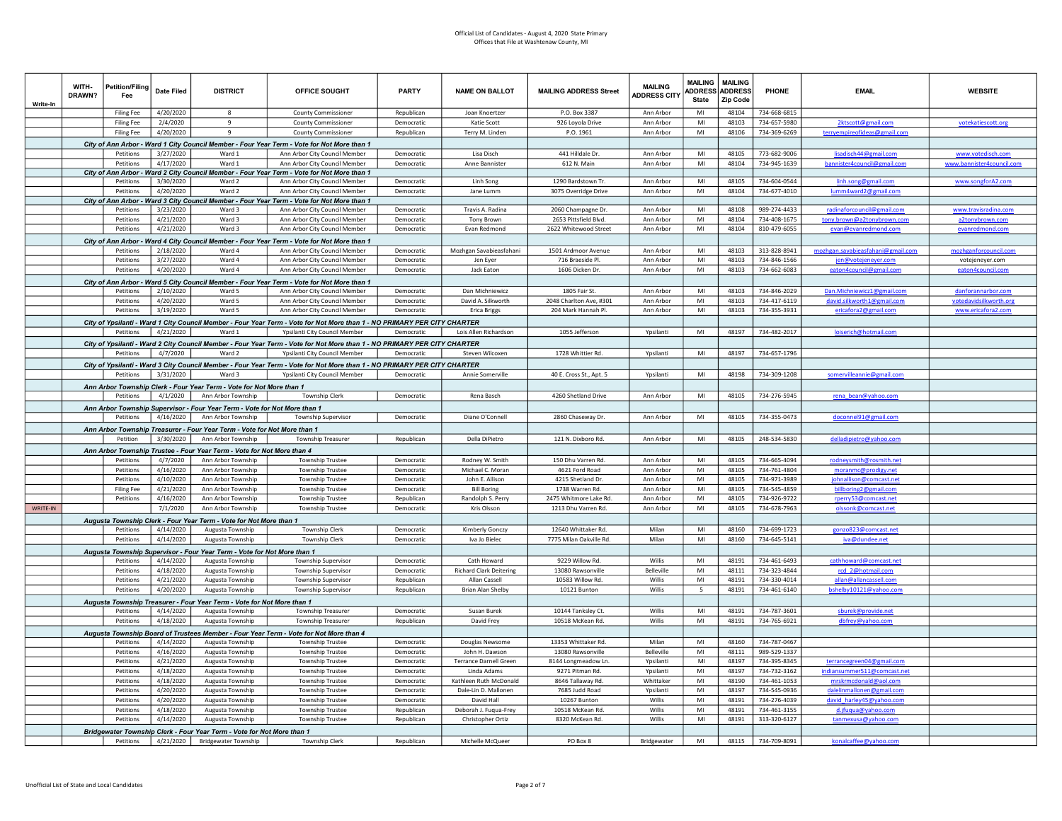Official List of Candidates - August 4, 2020 State Primary
Offices that File at Washtenaw County, MI

| Write-In | WITH-DRAWN? | Petition/Filing Fee | Date Filed | DISTRICT | OFFICE SOUGHT | PARTY | NAME ON BALLOT | MAILING ADDRESS Street | MAILING ADDRESS CITY | MAILING ADDRESS State | MAILING ADDRESS Zip Code | PHONE | EMAIL | WEBSITE |
|---|---|---|---|---|---|---|---|---|---|---|---|---|---|---|
| | | Filing Fee | 4/20/2020 | 8 | County Commissioner | Republican | Joan Knoertzer | P.O. Box 3387 | Ann Arbor | MI | 48104 | 734-668-6815 | | |
| | | Filing Fee | 2/4/2020 | 9 | County Commissioner | Democratic | Katie Scott | 926 Loyola Drive | Ann Arbor | MI | 48103 | 734-657-5980 | 2ktscott@gmail.com | votekatiescott.org |
| | | Filing Fee | 4/20/2020 | 9 | County Commissioner | Republican | Terry M. Linden | P.O. 1961 | Ann Arbor | MI | 48106 | 734-369-6269 | terryempireofideas@gmail.com | |
| | | ***City of Ann Arbor - Ward 1 City Council Member - Four Year Term - Vote for Not More than 1*** | | | | | | | | | | | | |
| | | Petitions | 3/27/2020 | Ward 1 | Ann Arbor City Council Member | Democratic | Lisa Disch | 441 Hilldale Dr. | Ann Arbor | MI | 48105 | 773-682-9006 | lisadisch44@gmail.com | www.votedisch.com |
| | | Petitions | 4/17/2020 | Ward 1 | Ann Arbor City Council Member | Democratic | Anne Bannister | 612 N. Main | Ann Arbor | MI | 48104 | 734-945-1639 | bannister4council@gmail.com | www.bannister4council.com |
| | | ***City of Ann Arbor - Ward 2 City Council Member - Four Year Term - Vote for Not More than 1*** | | | | | | | | | | | | |
| | | Petitions | 3/30/2020 | Ward 2 | Ann Arbor City Council Member | Democratic | Linh Song | 1290 Bardstown Tr. | Ann Arbor | MI | 48105 | 734-604-0544 | linh.song@gmail.com | www.songforA2.com |
| | | Petitions | 4/20/2020 | Ward 2 | Ann Arbor City Council Member | Democratic | Jane Lumm | 3075 Overridge Drive | Ann Arbor | MI | 48104 | 734-677-4010 | lumm4ward2@gmail.com | |
| | | ***City of Ann Arbor - Ward 3 City Council Member - Four Year Term - Vote for Not More than 1*** | | | | | | | | | | | | |
| | | Petitions | 3/23/2020 | Ward 3 | Ann Arbor City Council Member | Democratic | Travis A. Radina | 2060 Champagne Dr. | Ann Arbor | MI | 48108 | 989-274-4433 | radinaforcouncil@gmail.com | www.travisradina.com |
| | | Petitions | 4/21/2020 | Ward 3 | Ann Arbor City Council Member | Democratic | Tony Brown | 2653 Pittsfield Blvd. | Ann Arbor | MI | 48104 | 734-408-1675 | tony.brown@a2tonybrown.com | a2tonybrown.com |
| | | Petitions | 4/21/2020 | Ward 3 | Ann Arbor City Council Member | Democratic | Evan Redmond | 2622 Whitewood Street | Ann Arbor | MI | 48104 | 810-479-6055 | evan@evanredmond.com | evanredmond.com |
| | | ***City of Ann Arbor - Ward 4 City Council Member - Four Year Term - Vote for Not More than 1*** | | | | | | | | | | | | |
| | | Petitions | 2/18/2020 | Ward 4 | Ann Arbor City Council Member | Democratic | Mozhgan Savabieasfahani | 1501 Ardmoor Avenue | Ann Arbor | MI | 48103 | 313-828-8941 | mozhgan.savabieasfahani@gmail.com | mozhganforcouncil.com |
| | | Petitions | 3/27/2020 | Ward 4 | Ann Arbor City Council Member | Democratic | Jen Eyer | 716 Braeside Pl. | Ann Arbor | MI | 48103 | 734-846-1566 | jen@votejeneyer.com | votejeneyer.com |
| | | Petitions | 4/20/2020 | Ward 4 | Ann Arbor City Council Member | Democratic | Jack Eaton | 1606 Dicken Dr. | Ann Arbor | MI | 48103 | 734-662-6083 | eaton4council@gmail.com | eaton4council.com |
| | | ***City of Ann Arbor - Ward 5 City Council Member - Four Year Term - Vote for Not More than 1*** | | | | | | | | | | | | |
| | | Petitions | 2/10/2020 | Ward 5 | Ann Arbor City Council Member | Democratic | Dan Michniewicz | 1805 Fair St. | Ann Arbor | MI | 48103 | 734-846-2029 | Dan.Michniewicz1@gmail.com | danforannarbor.com |
| | | Petitions | 4/20/2020 | Ward 5 | Ann Arbor City Council Member | Democratic | David A. Silkworth | 2048 Charlton Ave, #301 | Ann Arbor | MI | 48103 | 734-417-6119 | david.silkworth1@gmail.com | votedavidsilkworth.org |
| | | Petitions | 3/19/2020 | Ward 5 | Ann Arbor City Council Member | Democratic | Erica Briggs | 204 Mark Hannah Pl. | Ann Arbor | MI | 48103 | 734-355-3931 | ericafora2@gmail.com | www.ericafora2.com |
| | | ***City of Ypsilanti - Ward 1 City Council Member - Four Year Term - Vote for Not More than 1 - NO PRIMARY PER CITY CHARTER*** | | | | | | | | | | | | |
| | | Petitions | 4/21/2020 | Ward 1 | Ypsilanti City Council Member | Democratic | Lois Allen Richardson | 1055 Jefferson | Ypsilanti | MI | 48197 | 734-482-2017 | loiserich@hotmail.com | |
| | | ***City of Ypsilanti - Ward 2 City Council Member - Four Year Term - Vote for Not More than 1 - NO PRIMARY PER CITY CHARTER*** | | | | | | | | | | | | |
| | | Petitions | 4/7/2020 | Ward 2 | Ypsilanti City Council Member | Democratic | Steven Wilcoxen | 1728 Whittier Rd. | Ypsilanti | MI | 48197 | 734-657-1796 | | |
| | | ***City of Ypsilanti - Ward 3 City Council Member - Four Year Term - Vote for Not More than 1 - NO PRIMARY PER CITY CHARTER*** | | | | | | | | | | | | |
| | | Petitions | 3/31/2020 | Ward 3 | Ypsilanti City Council Member | Democratic | Annie Somerville | 40 E. Cross St., Apt. 5 | Ypsilanti | MI | 48198 | 734-309-1208 | somervilleannie@gmail.com | |
| | | ***Ann Arbor Township Clerk - Four Year Term - Vote for Not More than 1*** | | | | | | | | | | | | |
| | | Petitions | 4/1/2020 | Ann Arbor Township | Township Clerk | Democratic | Rena Basch | 4260 Shetland Drive | Ann Arbor | MI | 48105 | 734-276-5945 | rena_bean@yahoo.com | |
| | | ***Ann Arbor Township Supervisor - Four Year Term - Vote for Not More than 1*** | | | | | | | | | | | | |
| | | Petitions | 4/16/2020 | Ann Arbor Township | Township Supervisor | Democratic | Diane O'Connell | 2860 Chaseway Dr. | Ann Arbor | MI | 48105 | 734-355-0473 | doconnel91@gmail.com | |
| | | ***Ann Arbor Township Treasurer - Four Year Term - Vote for Not More than 1*** | | | | | | | | | | | | |
| | | Petition | 3/30/2020 | Ann Arbor Township | Township Treasurer | Republican | Della DiPietro | 121 N. Dixboro Rd. | Ann Arbor | MI | 48105 | 248-534-5830 | delladipietro@yahoo.com | |
| | | ***Ann Arbor Township Trustee - Four Year Term - Vote for Not More than 4*** | | | | | | | | | | | | |
| | | Petitions | 4/7/2020 | Ann Arbor Township | Township Trustee | Democratic | Rodney W. Smith | 150 Dhu Varren Rd. | Ann Arbor | MI | 48105 | 734-665-4094 | rodneysmith@rosmith.net | |
| | | Petitions | 4/16/2020 | Ann Arbor Township | Township Trustee | Democratic | Michael C. Moran | 4621 Ford Road | Ann Arbor | MI | 48105 | 734-761-4804 | moranmc@prodigy.net | |
| | | Petitions | 4/10/2020 | Ann Arbor Township | Township Trustee | Democratic | John E. Allison | 4215 Shetland Dr. | Ann Arbor | MI | 48105 | 734-971-3989 | johnallison@comcast.net | |
| | | Filing Fee | 4/21/2020 | Ann Arbor Township | Township Trustee | Democratic | Bill Boring | 1738 Warren Rd. | Ann Arbor | MI | 48105 | 734-545-4859 | billboring2@gmail.com | |
| | | Petitions | 4/16/2020 | Ann Arbor Township | Township Trustee | Republican | Randolph S. Perry | 2475 Whitmore Lake Rd. | Ann Arbor | MI | 48105 | 734-926-9722 | rperry53@comcast.net | |
| WRITE-IN | | | 7/1/2020 | Ann Arbor Township | Township Trustee | Democratic | Kris Olsson | 1213 Dhu Varren Rd. | Ann Arbor | MI | 48105 | 734-678-7963 | olssonk@comcast.net | |
| | | ***Augusta Township Clerk - Four Year Term - Vote for Not More than 1*** | | | | | | | | | | | | |
| | | Petitions | 4/14/2020 | Augusta Township | Township Clerk | Democratic | Kimberly Gonczy | 12640 Whittaker Rd. | Milan | MI | 48160 | 734-699-1723 | gonzo823@comcast.net | |
| | | Petitions | 4/14/2020 | Augusta Township | Township Clerk | Democratic | Iva Jo Bielec | 7775 Milan Oakville Rd. | Milan | MI | 48160 | 734-645-5141 | iva@dundee.net | |
| | | ***Augusta Township Supervisor - Four Year Term - Vote for Not More than 1*** | | | | | | | | | | | | |
| | | Petitions | 4/14/2020 | Augusta Township | Township Supervisor | Democratic | Cath Howard | 9229 Willow Rd. | Willis | MI | 48191 | 734-461-6493 | cathhoward@comcast.net | |
| | | Petitions | 4/18/2020 | Augusta Township | Township Supervisor | Democratic | Richard Clark Deitering | 13080 Rawsonville | Belleville | MI | 48111 | 734-323-4844 | rcd_2@hotmail.com | |
| | | Petitions | 4/21/2020 | Augusta Township | Township Supervisor | Republican | Allan Cassell | 10583 Willow Rd. | Willis | MI | 48191 | 734-330-4014 | allan@allancassell.com | |
| | | Petitions | 4/20/2020 | Augusta Township | Township Supervisor | Republican | Brian Alan Shelby | 10121 Bunton | Willis | 5 | 48191 | 734-461-6140 | bshelby10121@yahoo.com | |
| | | ***Augusta Township Treasurer - Four Year Term - Vote for Not More than 1*** | | | | | | | | | | | | |
| | | Petitions | 4/14/2020 | Augusta Township | Township Treasurer | Democratic | Susan Burek | 10144 Tanksley Ct. | Willis | MI | 48191 | 734-787-3601 | sburek@provide.net | |
| | | Petitions | 4/18/2020 | Augusta Township | Township Treasurer | Republican | David Frey | 10518 McKean Rd. | Willis | MI | 48191 | 734-765-6921 | dbfrey@yahoo.com | |
| | | ***Augusta Township Board of Trustees Member - Four Year Term - Vote for Not More than 4*** | | | | | | | | | | | | |
| | | Petitions | 4/14/2020 | Augusta Township | Township Trustee | Democratic | Douglas Newsome | 13353 Whittaker Rd. | Milan | MI | 48160 | 734-787-0467 | | |
| | | Petitions | 4/16/2020 | Augusta Township | Township Trustee | Democratic | John H. Dawson | 13080 Rawsonville | Belleville | MI | 48111 | 989-529-1337 | | |
| | | Petitions | 4/21/2020 | Augusta Township | Township Trustee | Democratic | Terrance Darnell Green | 8144 Longmeadow Ln. | Ypsilanti | MI | 48197 | 734-395-8345 | terrancegreen04@gmail.com | |
| | | Petitions | 4/18/2020 | Augusta Township | Township Trustee | Democratic | Linda Adams | 9271 Pitman Rd. | Ypsilanti | MI | 48197 | 734-732-3162 | indiansummer511@comcast.net | |
| | | Petitions | 4/18/2020 | Augusta Township | Township Trustee | Democratic | Kathleen Ruth McDonald | 8646 Tallaway Rd. | Whittaker | MI | 48190 | 734-461-1053 | mrskrmcdonald@aol.com | |
| | | Petitions | 4/20/2020 | Augusta Township | Township Trustee | Democratic | Dale-Lin D. Mallonen | 7685 Judd Road | Ypsilanti | MI | 48197 | 734-545-0936 | dalelinmallonen@gmail.com | |
| | | Petitions | 4/20/2020 | Augusta Township | Township Trustee | Democratic | David Hall | 10267 Bunton | Willis | MI | 48191 | 734-276-4039 | david_harley45@yahoo.com | |
| | | Petitions | 4/18/2020 | Augusta Township | Township Trustee | Republican | Deborah J. Fuqua-Frey | 10518 McKean Rd. | Willis | MI | 48191 | 734-461-3155 | d.jfuqua@yahoo.com | |
| | | Petitions | 4/14/2020 | Augusta Township | Township Trustee | Republican | Christopher Ortiz | 8320 McKean Rd. | Willis | MI | 48191 | 313-320-6127 | tanmexusa@yahoo.com | |
| | | ***Bridgewater Township Clerk - Four Year Term - Vote for Not More than 1*** | | | | | | | | | | | | |
| | | Petitions | 4/21/2020 | Bridgewater Township | Township Clerk | Republican | Michelle McQueer | PO Box 8 | Bridgewater | MI | 48115 | 734-709-8091 | konalcaffee@yahoo.com | |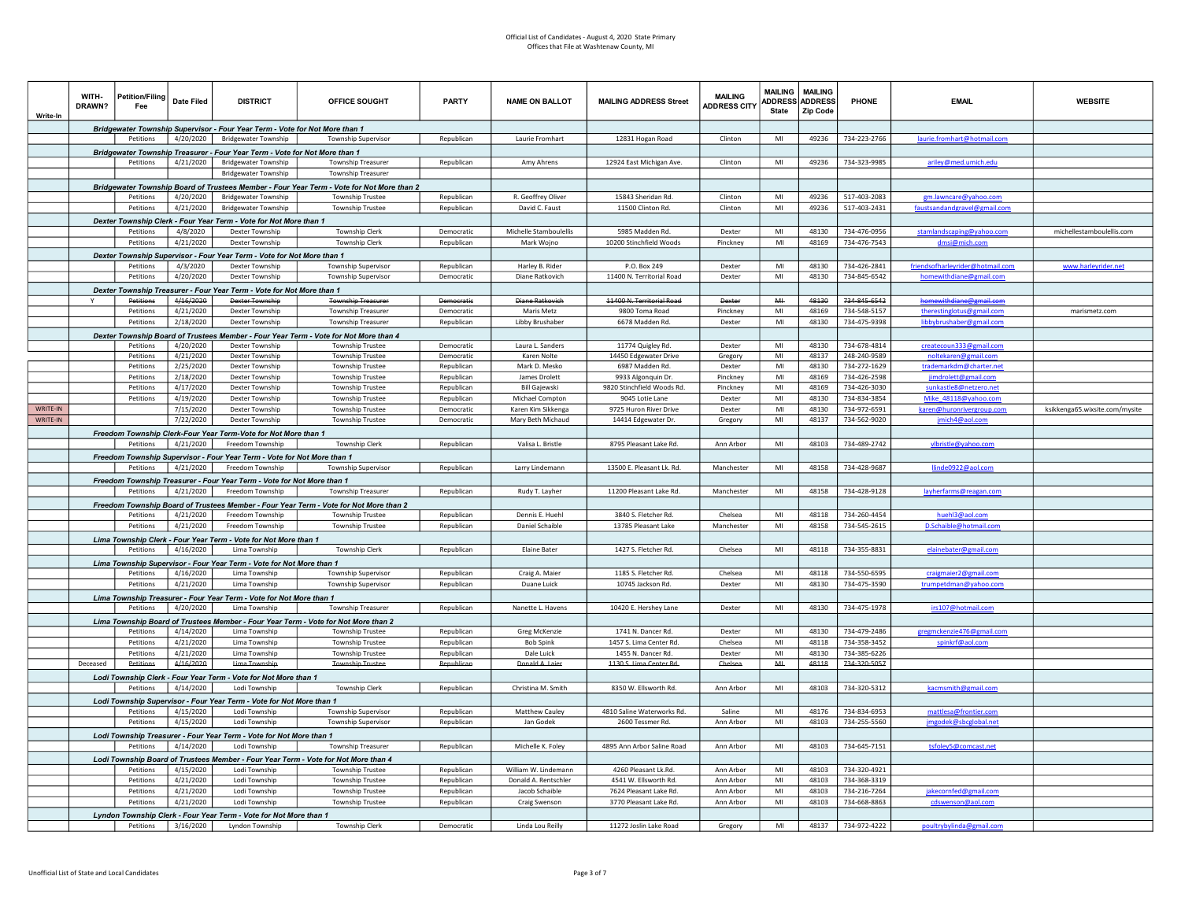Official List of Candidates - August 4, 2020 State Primary
Offices that File at Washtenaw County, MI

| Write-In | WITH-DRAWN? | Petition/Filing Fee | Date Filed | DISTRICT | OFFICE SOUGHT | PARTY | NAME ON BALLOT | MAILING ADDRESS Street | MAILING ADDRESS CITY | MAILING ADDRESS State | MAILING ADDRESS Zip Code | PHONE | EMAIL | WEBSITE |
|---|---|---|---|---|---|---|---|---|---|---|---|---|---|---|
| | | ***Bridgewater Township Supervisor - Four Year Term - Vote for Not More than 1*** | | | | | | | | | | | | |
| | | Petitions | 4/20/2020 | Bridgewater Township | Township Supervisor | Republican | Laurie Fromhart | 12831 Hogan Road | Clinton | MI | 49236 | 734-223-2766 | laurie.fromhart@hotmail.com | |
| | | ***Bridgewater Township Treasurer - Four Year Term - Vote for Not More than 1*** | | | | | | | | | | | | |
| | | Petitions | 4/21/2020 | Bridgewater Township | Township Treasurer | Republican | Amy Ahrens | 12924 East Michigan Ave. | Clinton | MI | 49236 | 734-323-9985 | ariley@med.umich.edu | |
| | | | | Bridgewater Township | Township Treasurer | | | | | | | | | |
| | | ***Bridgewater Township Board of Trustees Member - Four Year Term - Vote for Not More than 2*** | | | | | | | | | | | | |
| | | Petitions | 4/20/2020 | Bridgewater Township | Township Trustee | Republican | R. Geoffrey Oliver | 15843 Sheridan Rd. | Clinton | MI | 49236 | 517-403-2083 | gm.lawncare@yahoo.com | |
| | | Petitions | 4/21/2020 | Bridgewater Township | Township Trustee | Republican | David C. Faust | 11500 Clinton Rd. | Clinton | MI | 49236 | 517-403-2431 | faustsandandgravel@gmail.com | |
| | | ***Dexter Township Clerk - Four Year Term - Vote for Not More than 1*** | | | | | | | | | | | | |
| | | Petitions | 4/8/2020 | Dexter Township | Township Clerk | Democratic | Michelle Stamboulellis | 5985 Madden Rd. | Dexter | MI | 48130 | 734-476-0956 | stamlandscaping@yahoo.com | michellestamboulellis.com |
| | | Petitions | 4/21/2020 | Dexter Township | Township Clerk | Republican | Mark Wojno | 10200 Stinchfield Woods | Pinckney | MI | 48169 | 734-476-7543 | dmsj@mich.com | |
| | | ***Dexter Township Supervisor - Four Year Term - Vote for Not More than 1*** | | | | | | | | | | | | |
| | | Petitions | 4/3/2020 | Dexter Township | Township Supervisor | Republican | Harley B. Rider | P.O. Box 249 | Dexter | MI | 48130 | 734-426-2841 | friendsofharleyrider@hotmail.com | www.harleyrider.net |
| | | Petitions | 4/20/2020 | Dexter Township | Township Supervisor | Democratic | Diane Ratkovich | 11400 N. Territorial Road | Dexter | MI | 48130 | 734-845-6542 | homewithdiane@gmail.com | |
| | | ***Dexter Township Treasurer - Four Year Term - Vote for Not More than 1*** | | | | | | | | | | | | |
| | Y | ~~Petitions~~ | ~~4/16/2020~~ | ~~Dexter Township~~ | ~~Township Treasurer~~ | ~~Democratic~~ | ~~Diane Ratkovich~~ | ~~11400 N. Territorial Road~~ | ~~Dexter~~ | ~~MI~~ | ~~48130~~ | ~~734-845-6542~~ | ~~homewithdiane@gmail.com~~ | |
| | | Petitions | 4/21/2020 | Dexter Township | Township Treasurer | Democratic | Maris Metz | 9800 Toma Road | Pinckney | MI | 48169 | 734-548-5157 | therestinglotus@gmail.com | marismetz.com |
| | | Petitions | 2/18/2020 | Dexter Township | Township Treasurer | Republican | Libby Brushaber | 6678 Madden Rd. | Dexter | MI | 48130 | 734-475-9398 | libbybrushaber@gmail.com | |
| | | ***Dexter Township Board of Trustees Member - Four Year Term - Vote for Not More than 4*** | | | | | | | | | | | | |
| | | Petitions | 4/20/2020 | Dexter Township | Township Trustee | Democratic | Laura L. Sanders | 11774 Quigley Rd. | Dexter | MI | 48130 | 734-678-4814 | createcoun333@gmail.com | |
| | | Petitions | 4/21/2020 | Dexter Township | Township Trustee | Democratic | Karen Nolte | 14450 Edgewater Drive | Gregory | MI | 48137 | 248-240-9589 | noltekaren@gmail.com | |
| | | Petitions | 2/25/2020 | Dexter Township | Township Trustee | Republican | Mark D. Mesko | 6987 Madden Rd. | Dexter | MI | 48130 | 734-272-1629 | trademarkdm@charter.net | |
| | | Petitions | 2/18/2020 | Dexter Township | Township Trustee | Republican | James Drolett | 9933 Algonquin Dr. | Pinckney | MI | 48169 | 734-426-2598 | jimdrolett@gmail.com | |
| | | Petitions | 4/17/2020 | Dexter Township | Township Trustee | Republican | Bill Gajewski | 9820 Stinchfield Woods Rd. | Pinckney | MI | 48169 | 734-426-3030 | sunkastle8@netzero.net | |
| | | Petitions | 4/19/2020 | Dexter Township | Township Trustee | Republican | Michael Compton | 9045 Lotie Lane | Dexter | MI | 48130 | 734-834-3854 | Mike_48118@yahoo.com | |
| WRITE-IN | | | 7/15/2020 | Dexter Township | Township Trustee | Democratic | Karen Kim Sikkenga | 9725 Huron River Drive | Dexter | MI | 48130 | 734-972-6591 | karen@huronrivergroup.com | ksikkenga65.wixsite.com/mysite |
| WRITE-IN | | | 7/22/2020 | Dexter Township | Township Trustee | Democratic | Mary Beth Michaud | 14414 Edgewater Dr. | Gregory | MI | 48137 | 734-562-9020 | jmich4@aol.com | |
| | | ***Freedom Township Clerk-Four Year Term-Vote for Not More than 1*** | | | | | | | | | | | | |
| | | Petitions | 4/21/2020 | Freedom Township | Township Clerk | Republican | Valisa L. Bristle | 8795 Pleasant Lake Rd. | Ann Arbor | MI | 48103 | 734-489-2742 | vlbristle@yahoo.com | |
| | | ***Freedom Township Supervisor - Four Year Term - Vote for Not More than 1*** | | | | | | | | | | | | |
| | | Petitions | 4/21/2020 | Freedom Township | Township Supervisor | Republican | Larry Lindemann | 13500 E. Pleasant Lk. Rd. | Manchester | MI | 48158 | 734-428-9687 | llinde0922@aol.com | |
| | | ***Freedom Township Treasurer - Four Year Term - Vote for Not More than 1*** | | | | | | | | | | | | |
| | | Petitions | 4/21/2020 | Freedom Township | Township Treasurer | Republican | Rudy T. Layher | 11200 Pleasant Lake Rd. | Manchester | MI | 48158 | 734-428-9128 | layherfarms@reagan.com | |
| | | ***Freedom Township Board of Trustees Member - Four Year Term - Vote for Not More than 2*** | | | | | | | | | | | | |
| | | Petitions | 4/21/2020 | Freedom Township | Township Trustee | Republican | Dennis E. Huehl | 3840 S. Fletcher Rd. | Chelsea | MI | 48118 | 734-260-4454 | huehl3@aol.com | |
| | | Petitions | 4/21/2020 | Freedom Township | Township Trustee | Republican | Daniel Schaible | 13785 Pleasant Lake | Manchester | MI | 48158 | 734-545-2615 | D.Schaible@hotmail.com | |
| | | ***Lima Township Clerk - Four Year Term - Vote for Not More than 1*** | | | | | | | | | | | | |
| | | Petitions | 4/16/2020 | Lima Township | Township Clerk | Republican | Elaine Bater | 1427 S. Fletcher Rd. | Chelsea | MI | 48118 | 734-355-8831 | elainebater@gmail.com | |
| | | ***Lima Township Supervisor - Four Year Term - Vote for Not More than 1*** | | | | | | | | | | | | |
| | | Petitions | 4/16/2020 | Lima Township | Township Supervisor | Republican | Craig A. Maier | 1185 S. Fletcher Rd. | Chelsea | MI | 48118 | 734-550-6595 | craigmaier2@gmail.com | |
| | | Petitions | 4/21/2020 | Lima Township | Township Supervisor | Republican | Duane Luick | 10745 Jackson Rd. | Dexter | MI | 48130 | 734-475-3590 | trumpetdman@yahoo.com | |
| | | ***Lima Township Treasurer - Four Year Term - Vote for Not More than 1*** | | | | | | | | | | | | |
| | | Petitions | 4/20/2020 | Lima Township | Township Treasurer | Republican | Nanette L. Havens | 10420 E. Hershey Lane | Dexter | MI | 48130 | 734-475-1978 | irs107@hotmail.com | |
| | | ***Lima Township Board of Trustees Member - Four Year Term - Vote for Not More than 2*** | | | | | | | | | | | | |
| | | Petitions | 4/14/2020 | Lima Township | Township Trustee | Republican | Greg McKenzie | 1741 N. Dancer Rd. | Dexter | MI | 48130 | 734-479-2486 | gregmckenzie476@gmail.com | |
| | | Petitions | 4/21/2020 | Lima Township | Township Trustee | Republican | Bob Spink | 1457 S. Lima Center Rd. | Chelsea | MI | 48118 | 734-358-3452 | spinkrf@aol.com | |
| | | Petitions | 4/21/2020 | Lima Township | Township Trustee | Republican | Dale Luick | 1455 N. Dancer Rd. | Dexter | MI | 48130 | 734-385-6226 | | |
| | Deceased | ~~Petitions~~ | ~~4/16/2020~~ | ~~Lima Township~~ | ~~Township Trustee~~ | ~~Republican~~ | ~~Donald A. Laier~~ | ~~1130 S. Lima Center Rd.~~ | ~~Chelsea~~ | ~~MI~~ | ~~48118~~ | ~~734-320-5057~~ | | |
| | | ***Lodi Township Clerk - Four Year Term - Vote for Not More than 1*** | | | | | | | | | | | | |
| | | Petitions | 4/14/2020 | Lodi Township | Township Clerk | Republican | Christina M. Smith | 8350 W. Ellsworth Rd. | Ann Arbor | MI | 48103 | 734-320-5312 | kacmsmith@gmail.com | |
| | | ***Lodi Township Supervisor - Four Year Term - Vote for Not More than 1*** | | | | | | | | | | | | |
| | | Petitions | 4/15/2020 | Lodi Township | Township Supervisor | Republican | Matthew Cauley | 4810 Saline Waterworks Rd. | Saline | MI | 48176 | 734-834-6953 | mattlesa@frontier.com | |
| | | Petitions | 4/15/2020 | Lodi Township | Township Supervisor | Republican | Jan Godek | 2600 Tessmer Rd. | Ann Arbor | MI | 48103 | 734-255-5560 | jmgodek@sbcglobal.net | |
| | | ***Lodi Township Treasurer - Four Year Term - Vote for Not More than 1*** | | | | | | | | | | | | |
| | | Petitions | 4/14/2020 | Lodi Township | Township Treasurer | Republican | Michelle K. Foley | 4895 Ann Arbor Saline Road | Ann Arbor | MI | 48103 | 734-645-7151 | tsfoley5@comcast.net | |
| | | ***Lodi Township Board of Trustees Member - Four Year Term - Vote for Not More than 4*** | | | | | | | | | | | | |
| | | Petitions | 4/15/2020 | Lodi Township | Township Trustee | Republican | William W. Lindemann | 4260 Pleasant Lk.Rd. | Ann Arbor | MI | 48103 | 734-320-4921 | | |
| | | Petitions | 4/21/2020 | Lodi Township | Township Trustee | Republican | Donald A. Rentschler | 4541 W. Ellsworth Rd. | Ann Arbor | MI | 48103 | 734-368-3319 | | |
| | | Petitions | 4/21/2020 | Lodi Township | Township Trustee | Republican | Jacob Schaible | 7624 Pleasant Lake Rd. | Ann Arbor | MI | 48103 | 734-216-7264 | jakecornfed@gmail.com | |
| | | Petitions | 4/21/2020 | Lodi Township | Township Trustee | Republican | Craig Swenson | 3770 Pleasant Lake Rd. | Ann Arbor | MI | 48103 | 734-668-8863 | cdswenson@aol.com | |
| | | ***Lyndon Township Clerk - Four Year Term - Vote for Not More than 1*** | | | | | | | | | | | | |
| | | Petitions | 3/16/2020 | Lyndon Township | Township Clerk | Democratic | Linda Lou Reilly | 11272 Joslin Lake Road | Gregory | MI | 48137 | 734-972-4222 | poultrybylinda@gmail.com | |

Unofficial List of State and Local Candidates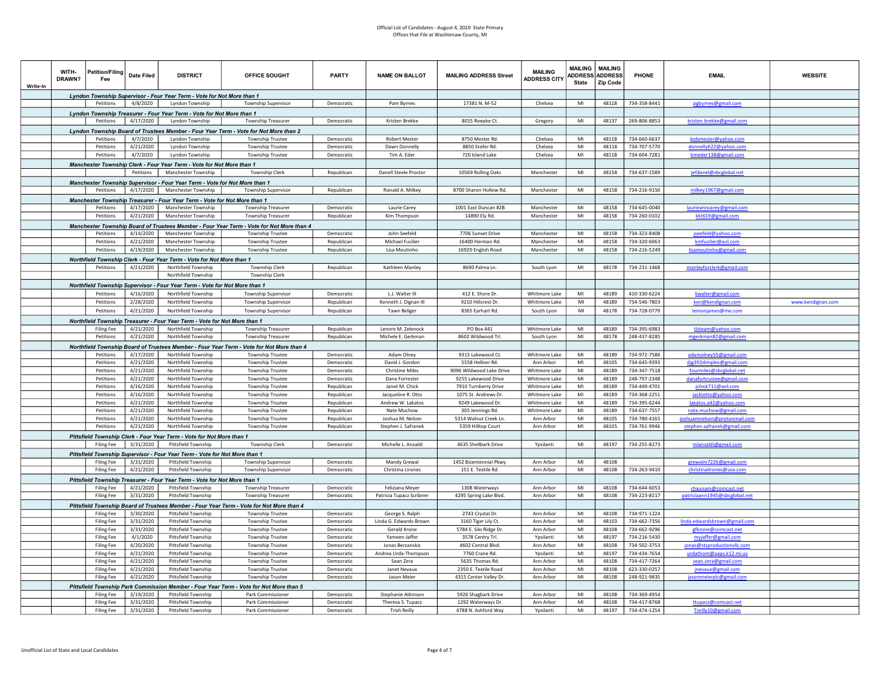| Write-In | WITH-DRAWN? | Petition/Filing Fee | Date Filed | DISTRICT | OFFICE SOUGHT | PARTY | NAME ON BALLOT | MAILING ADDRESS Street | MAILING ADDRESS CITY | MAILING ADDRESS State | MAILING ADDRESS Zip Code | PHONE | EMAIL | WEBSITE |
|---|---|---|---|---|---|---|---|---|---|---|---|---|---|---|
| ***Lyndon Township Supervisor - Four Year Term - Vote for Not More than 1*** | | | | | | | | | | | | | | |
| | | Petitions | 4/8/2020 | Lyndon Township | Township Supervisor | Democratic | Pam Byrnes | 17381 N. M-52 | Chelsea | MI | 48118 | 734-358-8441 | pgbyrnes@gmail.com | |
| ***Lyndon Township Treasurer - Four Year Term - Vote for Not More than 1*** | | | | | | | | | | | | | | |
| | | Petitions | 4/17/2020 | Lyndon Township | Township Treasurer | Democratic | Kristen Brekke | 8015 Roepke Ct. | Gregory | MI | 48137 | 269-806-8853 | kristen.brekke@gmail.com | |
| ***Lyndon Township Board of Trustees Member - Four Year Term - Vote for Not More than 2*** | | | | | | | | | | | | | | |
| | | Petitions | 4/7/2020 | Lyndon Township | Township Trustee | Democratic | Robert Mester | 8750 Mester Rd. | Chelsea | MI | 48118 | 734-660-6637 | bobmester@yahoo.com | |
| | | Petitions | 4/21/2020 | Lyndon Township | Township Trustee | Democratic | Dawn Donnelly | 8850 Stofer Rd. | Chelsea | MI | 48118 | 734-707-5770 | donnelly622@yahoo.com | |
| | | Petitions | 4/7/2020 | Lyndon Township | Township Trustee | Democratic | Tim A. Eder | 720 Island Lake | Chelsea | MI | 48118 | 734-604-7281 | timeder138@gmail.com | |
| ***Manchester Township Clerk - Four Year Term - Vote for Not More than 1*** | | | | | | | | | | | | | | |
| | | | Petitions | Manchester Township | Township Clerk | Republican | Danell Steele Proctor | 10569 Rolling Oaks | Manchester | MI | 48158 | 734-637-1589 | jefdanel@sbcglobal.net | |
| ***Manchester Township Supervisor - Four Year Term - Vote for Not More than 1*** | | | | | | | | | | | | | | |
| | | Petitions | 4/17/2020 | Manchester Township | Township Supervisor | Republican | Ronald A. Milkey | 8700 Sharon Hollow Rd. | Manchester | MI | 48158 | 734-216-9150 | milkey1967@gmail.com | |
| ***Manchester Township Treasurer - Four Year Term - Vote for Not More than 1*** | | | | | | | | | | | | | | |
| | | Petitions | 4/17/2020 | Manchester Township | Township Treasurer | Democratic | Laurie Carey | 1001 East Duncan #2B | Manchester | MI | 48158 | 734-645-0040 | laurieanncarey@gmail.com | |
| | | Petitions | 4/21/2020 | Manchester Township | Township Treasurer | Republican | Kim Thompson | 14890 Ely Rd. | Manchester | MI | 48158 | 734-260-0102 | kkt619@gmail.com | |
| ***Manchester Township Board of Trustees Member - Four Year Term - Vote for Not More than 4*** | | | | | | | | | | | | | | |
| | | Petitions | 4/14/2020 | Manchester Township | Township Trustee | Democratic | John Seefeld | 7706 Sunset Drive | Manchester | MI | 48158 | 734-323-8408 | jseefeld@yahoo.com | |
| | | Petitions | 4/21/2020 | Manchester Township | Township Trustee | Republican | Michael Fusilier | 16400 Herman Rd. | Manchester | MI | 48158 | 734-320-6063 | kmfusilier@aol.com | |
| | | Petitions | 4/19/2020 | Manchester Township | Township Trustee | Republican | Lisa Moutinho | 16920 English Road | Manchester | MI | 48158 | 734-216-5249 | lisamoutinho@gmail.com | |
| ***Northfield Township Clerk - Four Year Term - Vote for Not More than 1*** | | | | | | | | | | | | | | |
| | | Petitions | 4/21/2020 | Northfield Township | Township Clerk | Republican | Kathleen Manley | 8690 Palma Ln. | South Lyon | MI | 48178 | 734-231-1468 | manleyforclerk@gmail.com | |
| | | | | Northfield Township | Township Clerk | | | | | | | | | |
| ***Northfield Township Supervisor - Four Year Term - Vote for Not More than 1*** | | | | | | | | | | | | | | |
| | | Petitions | 4/16/2020 | Northfield Township | Township Supervisor | Democratic | L.J. Walter III | 412 E. Shore Dr. | Whitmore Lake | MI | 48189 | 410-330-6224 | ljwalter@gmail.com | |
| | | Petitions | 2/28/2020 | Northfield Township | Township Supervisor | Republican | Kenneth J. Dignan III | 9210 Hillcrest Dr. | Whitmore Lake | MI | 48189 | 734-546-7803 | ken@kendignan.com | www.kendignan.com |
| | | Petitions | 4/21/2020 | Northfield Township | Township Supervisor | Republican | Tawn Beliger | 8365 Earhart Rd. | South Lyon | MI | 48178 | 734-728-0779 | lemonjames@me.com | |
| ***Northfield Township Treasurer - Four Year Term - Vote for Not More than 1*** | | | | | | | | | | | | | | |
| | | Filing Fee | 4/21/2020 | Northfield Township | Township Treasurer | Republican | Lenore M. Zelenock | PO Box 441 | Whitmore Lake | MI | 48189 | 734-395-6983 | tlzteam@yahoo.com | |
| | | Petitions | 4/21/2020 | Northfield Township | Township Treasurer | Republican | Michele E. Gerkman | 8602 Wildwood Trl. | South Lyon | MI | 48178 | 248-437-8285 | mgerkman82@gmail.com | |
| ***Northfield Township Board of Trustees Member - Four Year Term - Vote for Not More than 4*** | | | | | | | | | | | | | | |
| | | Petitions | 4/17/2020 | Northfield Township | Township Trustee | Democratic | Adam Olney | 9315 Lakewood Ct. | Whitmore Lake | MI | 48189 | 734-972-7586 | adamolney55@gmail.com | |
| | | Petitions | 4/21/2020 | Northfield Township | Township Trustee | Democratic | David J. Gordon | 5558 Hellner Rd. | Ann Arbor | MI | 48105 | 734-645-9393 | djg392dimples@gmail.com | |
| | | Petitions | 4/21/2020 | Northfield Township | Township Trustee | Democratic | Christine Miles | 9096 Wildwood Lake Drive | Whitmore Lake | MI | 48189 | 734-347-7518 | fourmiles@sbcglobal.net | |
| | | Petitions | 4/21/2020 | Northfield Township | Township Trustee | Democratic | Dana Forrester | 9255 Lakewood Drive | Whitmore Lake | MI | 48189 | 248-797-2348 | danafortrustee@gmail.com | |
| | | Petitions | 4/16/2020 | Northfield Township | Township Trustee | Republican | Janet M. Chick | 7910 Turnberry Drive | Whitmore Lake | MI | 48189 | 734-449-4701 | jchick711@aol.com | |
| | | Petitions | 4/16/2020 | Northfield Township | Township Trustee | Republican | Jacqueline R. Otto | 1075 St. Andrews Dr. | Whitmore Lake | MI | 48189 | 734-368-2251 | jackiotto@yahoo.com | |
| | | Petitions | 4/21/2020 | Northfield Township | Township Trustee | Republican | Andrew W. Lakatos | 9249 Lakewood Dr. | Whitmore Lake | MI | 48189 | 734-395-6244 | lakatos.a42@yahoo.com | |
| | | Petitions | 4/21/2020 | Northfield Township | Township Trustee | Republican | Nate Muchow | 305 Jennings Rd. | Whitmore Lake | MI | 48189 | 734-637-7557 | nate.muchow@gmail.com | |
| | | Petitions | 4/21/2020 | Northfield Township | Township Trustee | Republican | Joshua M. Nelson | 5314 Walnut Creek Ln. | Ann Arbor | MI | 48105 | 734-780-4165 | joshuamnelson@protonmail.com | |
| | | Petitions | 4/21/2020 | Northfield Township | Township Trustee | Republican | Stephen J. Safranek | 5359 Hilltop Court | Ann Arbor | MI | 48105 | 734-761-9946 | stephen.safranek@gmail.com | |
| ***Pittsfield Township Clerk - Four Year Term - Vote for Not More than 1*** | | | | | | | | | | | | | | |
| | | Filing Fee | 3/31/2020 | Pittsfield Township | Township Clerk | Democratic | Michelle L. Anzaldi | 4635 Shellbark Drive | Ypsilanti | MI | 48197 | 734-255-8273 | mlanzaldi@gmail.com | |
| ***Pittsfield Township Supervisor - Four Year Term - Vote for Not More than 1*** | | | | | | | | | | | | | | |
| | | Filing Fee | 3/31/2020 | Pittsfield Township | Township Supervisor | Democratic | Mandy Grewal | 1452 Bicentennial Pkwy. | Ann Arbor | MI | 48108 | | grewalm7226@gmail.com | |
| | | Filing Fee | 4/21/2020 | Pittsfield Township | Township Supervisor | Democratic | Christina Lirones | 151 E. Textile Rd. | Ann Arbor | MI | 48108 | 734-263-9410 | christinalirones@usa.com | |
| ***Pittsfield Township Treasurer - Four Year Term - Vote for Not More than 1*** | | | | | | | | | | | | | | |
| | | Filing Fee | 4/21/2020 | Pittsfield Township | Township Treasurer | Democratic | Feliziana Meyer | 1308 Waterways | Ann Arbor | MI | 48108 | 734-644-6053 | chaunam@comcast.net | |
| | | Filing Fee | 3/31/2020 | Pittsfield Township | Township Treasurer | Democratic | Patricia Tupacz Scribner | 4295 Spring Lake Blvd. | Ann Arbor | MI | 48108 | 734-223-8117 | patriciaann1945@sbcglobal.net | |
| ***Pittsfield Township Board of Trustees Member - Four Year Term - Vote for Not More than 4*** | | | | | | | | | | | | | | |
| | | Filing Fee | 3/30/2020 | Pittsfield Township | Township Trustee | Democratic | George S. Ralph | 2743 Crystal Dr. | Ann Arbor | MI | 48108 | 734-971-1224 | | |
| | | Filing Fee | 3/31/2020 | Pittsfield Township | Township Trustee | Democratic | Linda G. Edwards-Brown | 3160 Tiger Lily Ct. | Ann Arbor | MI | 48103 | 734-662-7356 | linda.edwardsbrown@gmail.com | |
| | | Filing Fee | 3/31/2020 | Pittsfield Township | Township Trustee | Democratic | Gerald Krone | 5784 E. Silo Ridge Dr. | Ann Arbor | MI | 48108 | 734-662-9296 | gfkrone@comcast.net | |
| | | Filing Fee | 4/1/2020 | Pittsfield Township | Township Trustee | Democratic | Yameen Jaffer | 3578 Centry Trl. | Ypsilanti | MI | 48197 | 734-216-5430 | myjaffer@gmail.com | |
| | | Filing Fee | 4/20/2020 | Pittsfield Township | Township Trustee | Democratic | Jonas Berzanskis | 4602 Central Blvd. | Ann Arbor | MI | 48108 | 734-502-3753 | jonas@stsproductionsllc.com | |
| | | Filing Fee | 4/21/2020 | Pittsfield Township | Township Trustee | Democratic | Andrea Urda-Thompson | 7760 Crane Rd. | Ypsilanti | MI | 48197 | 734-434-7654 | urdathom@aaps.k12.mi.us | |
| | | Filing Fee | 4/21/2020 | Pittsfield Township | Township Trustee | Democratic | Sean Zera | 5635 Thomas Rd. | Ann Arbor | MI | 48108 | 734-417-7264 | sean.zera@gmail.com | |
| | | Filing Fee | 4/21/2020 | Pittsfield Township | Township Trustee | Democratic | Janet Nevaux | 2350 E. Textile Road | Ann Arbor | MI | 48108 | 623-330-0257 | jnevaux@gmail.com | |
| | | Filing Fee | 4/21/2020 | Pittsfield Township | Township Trustee | Democratic | Jason Meier | 4315 Center Valley Dr. | Ann Arbor | MI | 48108 | 248-921-9835 | jasonmeierplc@gmail.com | |
| ***Pittsfield Township Park Commission Member - Four Year Term - Vote for Not More than 5*** | | | | | | | | | | | | | | |
| | | Filing Fee | 3/19/2020 | Pittsfield Township | Park Commissioner | Democratic | Stephanie Atkinson | 5926 Shagbark Drive | Ann Arbor | MI | 48108 | 734-369-4954 | | |
| | | Filing Fee | 3/31/2020 | Pittsfield Township | Park Commissioner | Democratic | Theresa S. Tupacz | 1292 Waterways Dr. | Ann Arbor | MI | 48108 | 734-417-8768 | ttupacz@comcast.net | |
| | | Filing Fee | 3/31/2020 | Pittsfield Township | Park Commissioner | Democratic | Trish Reilly | 4788 N. Ashford Way | Ypsilanti | MI | 48197 | 734-474-1254 | Treilly10@gmail.com | |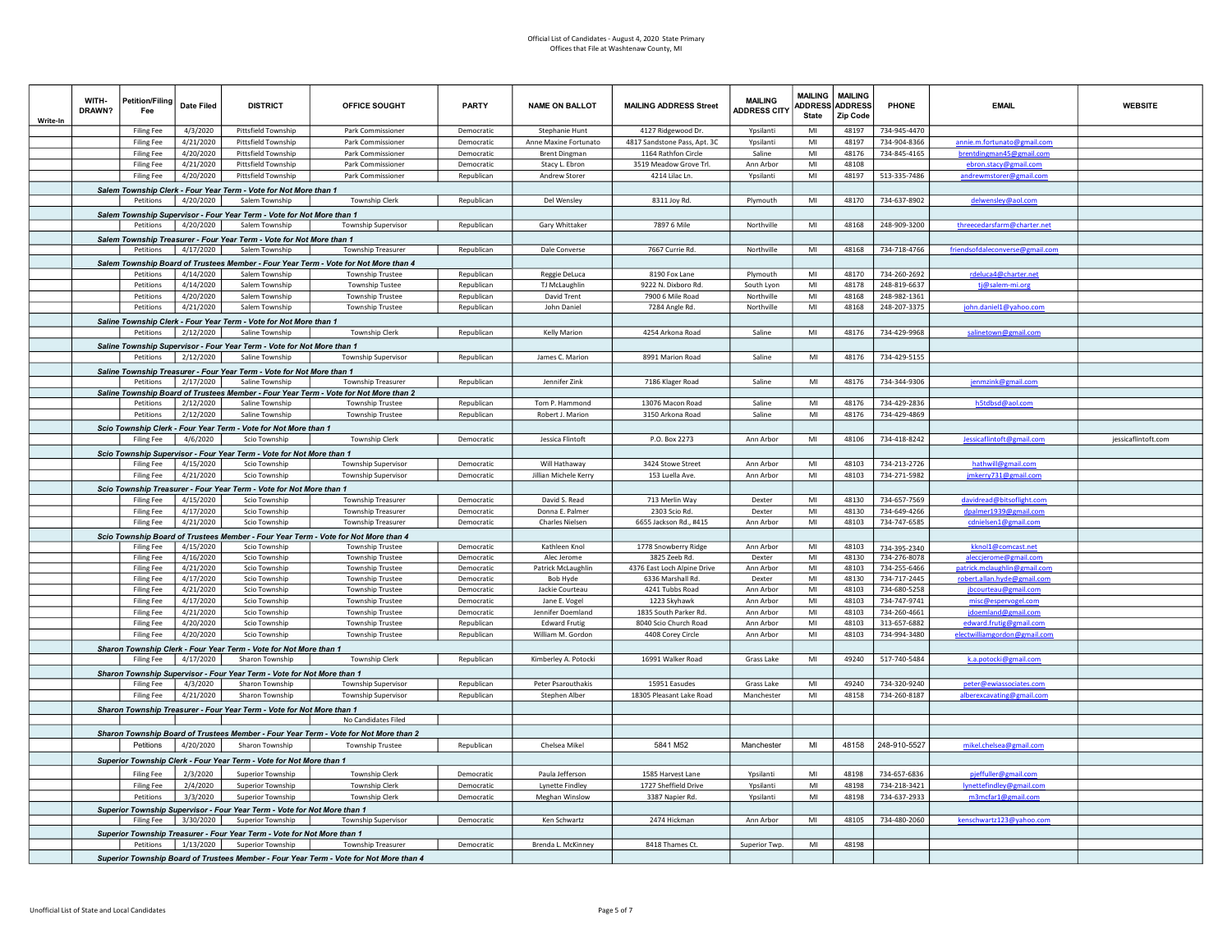Official List of Candidates - August 4, 2020 State Primary
Offices that File at Washtenaw County, MI

| Write-In | WITH-DRAWN? | Petition/Filing Fee | Date Filed | DISTRICT | OFFICE SOUGHT | PARTY | NAME ON BALLOT | MAILING ADDRESS Street | MAILING ADDRESS CITY | MAILING ADDRESS State | MAILING ADDRESS Zip Code | PHONE | EMAIL | WEBSITE |
|---|---|---|---|---|---|---|---|---|---|---|---|---|---|---|
| | | Filing Fee | 4/3/2020 | Pittsfield Township | Park Commissioner | Democratic | Stephanie Hunt | 4127 Ridgewood Dr. | Ypsilanti | MI | 48197 | 734-945-4470 | | |
| | | Filing Fee | 4/21/2020 | Pittsfield Township | Park Commissioner | Democratic | Anne Maxine Fortunato | 4817 Sandstone Pass, Apt. 3C | Ypsilanti | MI | 48197 | 734-904-8366 | annie.m.fortunato@gmail.com | |
| | | Filing Fee | 4/20/2020 | Pittsfield Township | Park Commissioner | Democratic | Brent Dingman | 1164 Rathfon Circle | Saline | MI | 48176 | 734-845-4165 | brentdingman45@gmail.com | |
| | | Filing Fee | 4/21/2020 | Pittsfield Township | Park Commissioner | Democratic | Stacy L. Ebron | 3519 Meadow Grove Trl. | Ann Arbor | MI | 48108 | | ebron.stacy@gmail.com | |
| | | Filing Fee | 4/20/2020 | Pittsfield Township | Park Commissioner | Republican | Andrew Storer | 4214 Lilac Ln. | Ypsilanti | MI | 48197 | 513-335-7486 | andrewmstorer@gmail.com | |
| | | ***Salem Township Clerk - Four Year Term - Vote for Not More than 1*** | | | | | | | | | | | | |
| | | Petitions | 4/20/2020 | Salem Township | Township Clerk | Republican | Del Wensley | 8311 Joy Rd. | Plymouth | MI | 48170 | 734-637-8902 | delwensley@aol.com | |
| | | ***Salem Township Supervisor - Four Year Term - Vote for Not More than 1*** | | | | | | | | | | | | |
| | | Petitions | 4/20/2020 | Salem Township | Township Supervisor | Republican | Gary Whittaker | 7897 6 Mile | Northville | MI | 48168 | 248-909-3200 | threecedarsfarm@charter.net | |
| | | ***Salem Township Treasurer - Four Year Term - Vote for Not More than 1*** | | | | | | | | | | | | |
| | | Petitions | 4/17/2020 | Salem Township | Township Treasurer | Republican | Dale Converse | 7667 Currie Rd. | Northville | MI | 48168 | 734-718-4766 | friendsofdaleconverse@gmail.com | |
| | | ***Salem Township Board of Trustees Member - Four Year Term - Vote for Not More than 4*** | | | | | | | | | | | | |
| | | Petitions | 4/14/2020 | Salem Township | Township Trustee | Republican | Reggie DeLuca | 8190 Fox Lane | Plymouth | MI | 48170 | 734-260-2692 | rdeluca4@charter.net | |
| | | Petitions | 4/14/2020 | Salem Township | Township Tustee | Republican | TJ McLaughlin | 9222 N. Dixboro Rd. | South Lyon | MI | 48178 | 248-819-6637 | tj@salem-mi.org | |
| | | Petitions | 4/20/2020 | Salem Township | Township Trustee | Republican | David Trent | 7900 6 Mile Road | Northville | MI | 48168 | 248-982-1361 | | |
| | | Petitions | 4/21/2020 | Salem Township | Township Trustee | Republican | John Daniel | 7284 Angle Rd. | Northville | MI | 48168 | 248-207-3375 | john.daniel1@yahoo.com | |
| | | ***Saline Township Clerk - Four Year Term - Vote for Not More than 1*** | | | | | | | | | | | | |
| | | Petitions | 2/12/2020 | Saline Township | Township Clerk | Republican | Kelly Marion | 4254 Arkona Road | Saline | MI | 48176 | 734-429-9968 | salinetown@gmail.com | |
| | | ***Saline Township Supervisor - Four Year Term - Vote for Not More than 1*** | | | | | | | | | | | | |
| | | Petitions | 2/12/2020 | Saline Township | Township Supervisor | Republican | James C. Marion | 8991 Marion Road | Saline | MI | 48176 | 734-429-5155 | | |
| | | ***Saline Township Treasurer - Four Year Term - Vote for Not More than 1*** | | | | | | | | | | | | |
| | | Petitions | 2/17/2020 | Saline Township | Township Treasurer | Republican | Jennifer Zink | 7186 Klager Road | Saline | MI | 48176 | 734-344-9306 | jenmzink@gmail.com | |
| | | ***Saline Township Board of Trustees Member - Four Year Term - Vote for Not More than 2*** | | | | | | | | | | | | |
| | | Petitions | 2/12/2020 | Saline Township | Township Trustee | Republican | Tom P. Hammond | 13076 Macon Road | Saline | MI | 48176 | 734-429-2836 | h5tdbsd@aol.com | |
| | | Petitions | 2/12/2020 | Saline Township | Township Trustee | Republican | Robert J. Marion | 3150 Arkona Road | Saline | MI | 48176 | 734-429-4869 | | |
| | | ***Scio Township Clerk - Four Year Term - Vote for Not More than 1*** | | | | | | | | | | | | |
| | | Filing Fee | 4/6/2020 | Scio Township | Township Clerk | Democratic | Jessica Flintoft | P.O. Box 2273 | Ann Arbor | MI | 48106 | 734-418-8242 | Jessicaflintoft@gmail.com | jessicaflintoft.com |
| | | ***Scio Township Supervisor - Four Year Term - Vote for Not More than 1*** | | | | | | | | | | | | |
| | | Filing Fee | 4/15/2020 | Scio Township | Township Supervisor | Democratic | Will Hathaway | 3424 Stowe Street | Ann Arbor | MI | 48103 | 734-213-2726 | hathwill@gmail.com | |
| | | Filing Fee | 4/21/2020 | Scio Township | Township Supervisor | Democratic | Jillian Michele Kerry | 153 Luella Ave. | Ann Arbor | MI | 48103 | 734-271-5982 | jmkerry731@gmail.com | |
| | | ***Scio Township Treasurer - Four Year Term - Vote for Not More than 1*** | | | | | | | | | | | | |
| | | Filing Fee | 4/15/2020 | Scio Township | Township Treasurer | Democratic | David S. Read | 713 Merlin Way | Dexter | MI | 48130 | 734-657-7569 | davidread@bitsoflight.com | |
| | | Filing Fee | 4/17/2020 | Scio Township | Township Treasurer | Democratic | Donna E. Palmer | 2303 Scio Rd. | Dexter | MI | 48130 | 734-649-4266 | dpalmer1939@gmail.com | |
| | | Filing Fee | 4/21/2020 | Scio Township | Township Treasurer | Democratic | Charles Nielsen | 6655 Jackson Rd., #415 | Ann Arbor | MI | 48103 | 734-747-6585 | cdnielsen1@gmail.com | |
| | | ***Scio Township Board of Trustees Member - Four Year Term - Vote for Not More than 4*** | | | | | | | | | | | | |
| | | Filing Fee | 4/15/2020 | Scio Township | Township Trustee | Democratic | Kathleen Knol | 1778 Snowberry Ridge | Ann Arbor | MI | 48103 | 734-395-2340 | kknol1@comcast.net | |
| | | Filing Fee | 4/16/2020 | Scio Township | Township Trustee | Democratic | Alec Jerome | 3825 Zeeb Rd. | Dexter | MI | 48130 | 734-276-8078 | aleccjerome@gmail.com | |
| | | Filing Fee | 4/21/2020 | Scio Township | Township Trustee | Democratic | Patrick McLaughlin | 4376 East Loch Alpine Drive | Ann Arbor | MI | 48103 | 734-255-6466 | patrick.mclaughlin@gmail.com | |
| | | Filing Fee | 4/17/2020 | Scio Township | Township Trustee | Democratic | Bob Hyde | 6336 Marshall Rd. | Dexter | MI | 48130 | 734-717-2445 | robert.allan.hyde@gmail.com | |
| | | Filing Fee | 4/21/2020 | Scio Township | Township Trustee | Democratic | Jackie Courteau | 4241 Tubbs Road | Ann Arbor | MI | 48103 | 734-680-5258 | jbcourteau@gmail.com | |
| | | Filing Fee | 4/17/2020 | Scio Township | Township Trustee | Democratic | Jane E. Vogel | 1223 Skyhawk | Ann Arbor | MI | 48103 | 734-747-9741 | misc@espervogel.com | |
| | | Filing Fee | 4/21/2020 | Scio Township | Township Trustee | Democratic | Jennifer Doemland | 1835 South Parker Rd. | Ann Arbor | MI | 48103 | 734-260-4661 | jdoemland@gmail.com | |
| | | Filing Fee | 4/20/2020 | Scio Township | Township Trustee | Republican | Edward Frutig | 8040 Scio Church Road | Ann Arbor | MI | 48103 | 313-657-6882 | edward.frutig@gmail.com | |
| | | Filing Fee | 4/20/2020 | Scio Township | Township Trustee | Republican | William M. Gordon | 4408 Corey Circle | Ann Arbor | MI | 48103 | 734-994-3480 | electwilliamgordon@gmail.com | |
| | | ***Sharon Township Clerk - Four Year Term - Vote for Not More than 1*** | | | | | | | | | | | | |
| | | Filing Fee | 4/17/2020 | Sharon Township | Township Clerk | Republican | Kimberley A. Potocki | 16991 Walker Road | Grass Lake | MI | 49240 | 517-740-5484 | k.a.potocki@gmail.com | |
| | | ***Sharon Township Supervisor - Four Year Term - Vote for Not More than 1*** | | | | | | | | | | | | |
| | | Filing Fee | 4/3/2020 | Sharon Township | Township Supervisor | Republican | Peter Psarouthakis | 15951 Easudes | Grass Lake | MI | 49240 | 734-320-9240 | peter@ewiassociates.com | |
| | | Filing Fee | 4/21/2020 | Sharon Township | Township Supervisor | Republican | Stephen Alber | 18305 Pleasant Lake Road | Manchester | MI | 48158 | 734-260-8187 | alberexcavating@gmail.com | |
| | | ***Sharon Township Treasurer - Four Year Term - Vote for Not More than 1*** | | | | | | | | | | | | |
| | | | | | No Candidates Filed | | | | | | | | | |
| | | ***Sharon Township Board of Trustees Member - Four Year Term - Vote for Not More than 2*** | | | | | | | | | | | | |
| | | Petitions | 4/20/2020 | Sharon Township | Township Trustee | Republican | Chelsea Mikel | 5841 M52 | Manchester | MI | 48158 | 248-910-5527 | mikel.chelsea@gmail.com | |
| | | ***Superior Township Clerk - Four Year Term - Vote for Not More than 1*** | | | | | | | | | | | | |
| | | Filing Fee | 2/3/2020 | Superior Township | Township Clerk | Democratic | Paula Jefferson | 1585 Harvest Lane | Ypsilanti | MI | 48198 | 734-657-6836 | pjeffuller@gmail.com | |
| | | Filing Fee | 2/4/2020 | Superior Township | Township Clerk | Democratic | Lynette Findley | 1727 Sheffield Drive | Ypsilanti | MI | 48198 | 734-218-3421 | lynettefindley@gmail.com | |
| | | Petitions | 3/3/2020 | Superior Township | Township Clerk | Democratic | Meghan Winslow | 3387 Napier Rd. | Ypsilanti | MI | 48198 | 734-637-2933 | m3mcfar1@gmail.com | |
| | | ***Superior Township Supervisor - Four Year Term - Vote for Not More than 1*** | | | | | | | | | | | | |
| | | Filing Fee | 3/30/2020 | Superior Township | Township Supervisor | Democratic | Ken Schwartz | 2474 Hickman | Ann Arbor | MI | 48105 | 734-480-2060 | kenschwartz123@yahoo.com | |
| | | ***Superior Township Treasurer - Four Year Term - Vote for Not More than 1*** | | | | | | | | | | | | |
| | | Petitions | 1/13/2020 | Superior Township | Township Treasurer | Democratic | Brenda L. McKinney | 8418 Thames Ct. | Superior Twp. | MI | 48198 | | | |
| | | ***Superior Township Board of Trustees Member - Four Year Term - Vote for Not More than 4*** | | | | | | | | | | | | |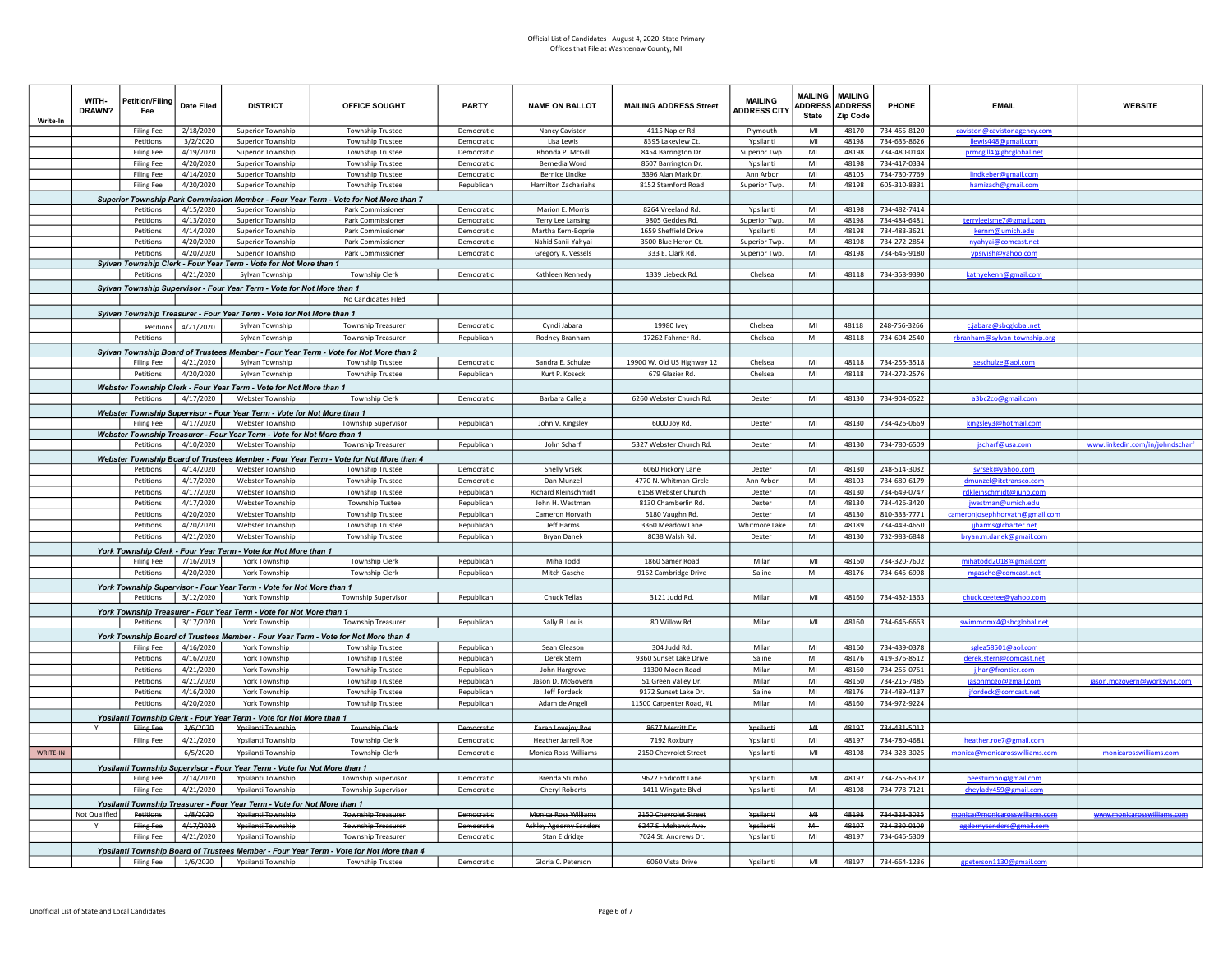Official List of Candidates - August 4, 2020 State Primary
Offices that File at Washtenaw County, MI

| Write-In | WITH-DRAWN? | Petition/Filing Fee | Date Filed | DISTRICT | OFFICE SOUGHT | PARTY | NAME ON BALLOT | MAILING ADDRESS Street | MAILING ADDRESS CITY | MAILING ADDRESS State | MAILING ADDRESS Zip Code | PHONE | EMAIL | WEBSITE |
|---|---|---|---|---|---|---|---|---|---|---|---|---|---|---|
| | | Filing Fee | 2/18/2020 | Superior Township | Township Trustee | Democratic | Nancy Caviston | 4115 Napier Rd. | Plymouth | MI | 48170 | 734-455-8120 | caviston@cavistonagency.com | |
| | | Petitions | 3/2/2020 | Superior Township | Township Trustee | Democratic | Lisa Lewis | 8395 Lakeview Ct. | Ypsilanti | MI | 48198 | 734-635-8626 | llewis448@gmail.com | |
| | | Filing Fee | 4/19/2020 | Superior Township | Township Trustee | Democratic | Rhonda P. McGill | 8454 Barrington Dr. | Superior Twp. | MI | 48198 | 734-480-0148 | prmcgill4@gbcglobal.net | |
| | | Filing Fee | 4/20/2020 | Superior Township | Township Trustee | Democratic | Bernedia Word | 8607 Barrington Dr. | Ypsilanti | MI | 48198 | 734-417-0334 | | |
| | | Filing Fee | 4/14/2020 | Superior Township | Township Trustee | Democratic | Bernice Lindke | 3396 Alan Mark Dr. | Ann Arbor | MI | 48105 | 734-730-7769 | lindkeber@gmail.com | |
| | | Filing Fee | 4/20/2020 | Superior Township | Township Trustee | Republican | Hamilton Zachariahs | 8152 Stamford Road | Superior Twp. | MI | 48198 | 605-310-8331 | hamizach@gmail.com | |
| *Superior Township Park Commission Member - Four Year Term - Vote for Not More than 7* | | | | | | | | | | | | | | |
| | | Petitions | 4/15/2020 | Superior Township | Park Commissioner | Democratic | Marion E. Morris | 8264 Vreeland Rd. | Ypsilanti | MI | 48198 | 734-482-7414 | | |
| | | Petitions | 4/13/2020 | Superior Township | Park Commissioner | Democratic | Terry Lee Lansing | 9805 Geddes Rd. | Superior Twp. | MI | 48198 | 734-484-6481 | terryleeisme7@gmail.com | |
| | | Petitions | 4/14/2020 | Superior Township | Park Commissioner | Democratic | Martha Kern-Boprie | 1659 Sheffield Drive | Ypsilanti | MI | 48198 | 734-483-3621 | kernm@umich.edu | |
| | | Petitions | 4/20/2020 | Superior Township | Park Commissioner | Democratic | Nahid Sanii-Yahyai | 3500 Blue Heron Ct. | Superior Twp. | MI | 48198 | 734-272-2854 | nyahyai@comcast.net | |
| | | Petitions | 4/20/2020 | Superior Township | Park Commissioner | Democratic | Gregory K. Vessels | 333 E. Clark Rd. | Superior Twp. | MI | 48198 | 734-645-9180 | ypsivish@yahoo.com | |
| *Sylvan Township Clerk - Four Year Term - Vote for Not More than 1* | | | | | | | | | | | | | | |
| | | Petitions | 4/21/2020 | Sylvan Township | Township Clerk | Democratic | Kathleen Kennedy | 1339 Liebeck Rd. | Chelsea | MI | 48118 | 734-358-9390 | kathyekenn@gmail.com | |
| *Sylvan Township Supervisor - Four Year Term - Vote for Not More than 1* | | | | | | | | | | | | | | |
| | | | | | No Candidates Filed | | | | | | | | | |
| *Sylvan Township Treasurer - Four Year Term - Vote for Not More than 1* | | | | | | | | | | | | | | |
| | | Petitions | 4/21/2020 | Sylvan Township | Township Treasurer | Democratic | Cyndi Jabara | 19980 Ivey | Chelsea | MI | 48118 | 248-756-3266 | c.jabara@sbcglobal.net | |
| | | Petitions | | Sylvan Township | Township Treasurer | Republican | Rodney Branham | 17262 Fahrner Rd. | Chelsea | MI | 48118 | 734-604-2540 | rbranham@sylvan-township.org | |
| *Sylvan Township Board of Trustees Member - Four Year Term - Vote for Not More than 2* | | | | | | | | | | | | | | |
| | | Filing Fee | 4/21/2020 | Sylvan Township | Township Trustee | Democratic | Sandra E. Schulze | 19900 W. Old US Highway 12 | Chelsea | MI | 48118 | 734-255-3518 | seschulze@aol.com | |
| | | Petitions | 4/20/2020 | Sylvan Township | Township Trustee | Republican | Kurt P. Koseck | 679 Glazier Rd. | Chelsea | MI | 48118 | 734-272-2576 | | |
| *Webster Township Clerk - Four Year Term - Vote for Not More than 1* | | | | | | | | | | | | | | |
| | | Petitions | 4/17/2020 | Webster Township | Township Clerk | Democratic | Barbara Calleja | 6260 Webster Church Rd. | Dexter | MI | 48130 | 734-904-0522 | a3bc2co@gmail.com | |
| *Webster Township Supervisor - Four Year Term - Vote for Not More than 1* | | | | | | | | | | | | | | |
| | | Filing Fee | 4/17/2020 | Webster Township | Township Supervisor | Republican | John V. Kingsley | 6000 Joy Rd. | Dexter | MI | 48130 | 734-426-0669 | kingsley3@hotmail.com | |
| *Webster Township Treasurer - Four Year Term - Vote for Not More than 1* | | | | | | | | | | | | | | |
| | | Petitions | 4/10/2020 | Webster Township | Township Treasurer | Republican | John Scharf | 5327 Webster Church Rd. | Dexter | MI | 48130 | 734-780-6509 | jscharf@usa.com | www.linkedin.com/in/johndscharf |
| *Webster Township Board of Trustees Member - Four Year Term - Vote for Not More than 4* | | | | | | | | | | | | | | |
| | | Petitions | 4/14/2020 | Webster Township | Township Trustee | Democratic | Shelly Vrsek | 6060 Hickory Lane | Dexter | MI | 48130 | 248-514-3032 | svrsek@yahoo.com | |
| | | Petitions | 4/17/2020 | Webster Township | Township Trustee | Democratic | Dan Munzel | 4770 N. Whitman Circle | Ann Arbor | MI | 48103 | 734-680-6179 | dmunzel@itctransco.com | |
| | | Petitions | 4/17/2020 | Webster Township | Township Trustee | Republican | Richard Kleinschmidt | 6158 Webster Church | Dexter | MI | 48130 | 734-649-0747 | rdkleinschmidt@juno.com | |
| | | Petitions | 4/17/2020 | Webster Township | Township Tustee | Republican | John H. Westman | 8130 Chamberlin Rd. | Dexter | MI | 48130 | 734-426-3420 | jwestman@umich.edu | |
| | | Petitions | 4/20/2020 | Webster Township | Township Trustee | Republican | Cameron Horvath | 5180 Vaughn Rd. | Dexter | MI | 48130 | 810-333-7771 | cameronjosephhorvath@gmail.com | |
| | | Petitions | 4/20/2020 | Webster Township | Township Trustee | Republican | Jeff Harms | 3360 Meadow Lane | Whitmore Lake | MI | 48189 | 734-449-4650 | jjharms@charter.net | |
| | | Petitions | 4/21/2020 | Webster Township | Township Trustee | Republican | Bryan Danek | 8038 Walsh Rd. | Dexter | MI | 48130 | 732-983-6848 | bryan.m.danek@gmail.com | |
| *York Township Clerk - Four Year Term - Vote for Not More than 1* | | | | | | | | | | | | | | |
| | | Filing Fee | 7/16/2019 | York Township | Township Clerk | Republican | Miha Todd | 1860 Samer Road | Milan | MI | 48160 | 734-320-7602 | mihatodd2018@gmail.com | |
| | | Petitions | 4/20/2020 | York Township | Township Clerk | Republican | Mitch Gasche | 9162 Cambridge Drive | Saline | MI | 48176 | 734-645-6998 | mgasche@comcast.net | |
| *York Township Supervisor - Four Year Term - Vote for Not More than 1* | | | | | | | | | | | | | | |
| | | Petitions | 3/12/2020 | York Township | Township Supervisor | Republican | Chuck Tellas | 3121 Judd Rd. | Milan | MI | 48160 | 734-432-1363 | chuck.ceetee@yahoo.com | |
| *York Township Treasurer - Four Year Term - Vote for Not More than 1* | | | | | | | | | | | | | | |
| | | Petitions | 3/17/2020 | York Township | Township Treasurer | Republican | Sally B. Louis | 80 Willow Rd. | Milan | MI | 48160 | 734-646-6663 | swimmomx4@sbcglobal.net | |
| *York Township Board of Trustees Member - Four Year Term - Vote for Not More than 4* | | | | | | | | | | | | | | |
| | | Filing Fee | 4/16/2020 | York Township | Township Trustee | Republican | Sean Gleason | 304 Judd Rd. | Milan | MI | 48160 | 734-439-0378 | sglea58501@aol.com | |
| | | Petitions | 4/16/2020 | York Township | Township Trustee | Republican | Derek Stern | 9360 Sunset Lake Drive | Saline | MI | 48176 | 419-376-8512 | derek.stern@comcast.net | |
| | | Petitions | 4/21/2020 | York Township | Township Trustee | Republican | John Hargrove | 11300 Moon Road | Milan | MI | 48160 | 734-255-0751 | jjhar@frontier.com | |
| | | Petitions | 4/21/2020 | York Township | Township Trustee | Republican | Jason D. McGovern | 51 Green Valley Dr. | Milan | MI | 48160 | 734-216-7485 | jasonmcgo@gmail.com | jason.mcgovern@worksync.com |
| | | Petitions | 4/16/2020 | York Township | Township Trustee | Republican | Jeff Fordeck | 9172 Sunset Lake Dr. | Saline | MI | 48176 | 734-489-4137 | jfordeck@comcast.net | |
| | | Petitions | 4/20/2020 | York Township | Township Trustee | Republican | Adam de Angeli | 11500 Carpenter Road, #1 | Milan | MI | 48160 | 734-972-9224 | | |
| *Ypsilanti Township Clerk - Four Year Term - Vote for Not More than 1* | | | | | | | | | | | | | | |
| | Y | ~~Filing Fee~~ | ~~3/6/2020~~ | ~~Ypsilanti Township~~ | ~~Township Clerk~~ | ~~Democratic~~ | ~~Karen Lovejoy Roe~~ | ~~8677 Merritt Dr.~~ | ~~Ypsilanti~~ | ~~MI~~ | ~~48197~~ | ~~734-431-5012~~ | | |
| | | Filing Fee | 4/21/2020 | Ypsilanti Township | Township Clerk | Democratic | Heather Jarrell Roe | 7192 Roxbury | Ypsilanti | MI | 48197 | 734-780-4681 | heather.roe7@gmail.com | |
| WRITE-IN | | | 6/5/2020 | Ypsilanti Township | Township Clerk | Democratic | Monica Ross-Williams | 2150 Chevrolet Street | Ypsilanti | MI | 48198 | 734-328-3025 | monica@monicarosswilliams.com | monicarosswilliams.com |
| *Ypsilanti Township Supervisor - Four Year Term - Vote for Not More than 1* | | | | | | | | | | | | | | |
| | | Filing Fee | 2/14/2020 | Ypsilanti Township | Township Supervisor | Democratic | Brenda Stumbo | 9622 Endicott Lane | Ypsilanti | MI | 48197 | 734-255-6302 | beestumbo@gmail.com | |
| | | Filing Fee | 4/21/2020 | Ypsilanti Township | Township Supervisor | Democratic | Cheryl Roberts | 1411 Wingate Blvd | Ypsilanti | MI | 48198 | 734-778-7121 | cheylady459@gmail.com | |
| *Ypsilanti Township Treasurer - Four Year Term - Vote for Not More than 1* | | | | | | | | | | | | | | |
| | Not Qualified | ~~Petitions~~ | ~~1/8/2020~~ | ~~Ypsilanti Township~~ | ~~Township Treasurer~~ | ~~Democratic~~ | ~~Monica Ross Williams~~ | ~~2150 Chevrolet Street~~ | ~~Ypsilanti~~ | ~~MI~~ | ~~48198~~ | ~~734-328-3025~~ | ~~monica@monicarosswilliams.com~~ | ~~www.monicarosswilliams.com~~ |
| | Y | ~~Filing Fee~~ | ~~4/17/2020~~ | ~~Ypsilanti Township~~ | ~~Township Treasurer~~ | ~~Democratic~~ | ~~Ashley Agdorny Sanders~~ | ~~6247 S. Mohawk Ave.~~ | ~~Ypsilanti~~ | ~~MI~~ | ~~48197~~ | ~~734-330-0109~~ | ~~agdornysanders@gmail.com~~ | |
| | | Filing Fee | 4/21/2020 | Ypsilanti Township | Township Treasurer | Democratic | Stan Eldridge | 7024 St. Andrews Dr. | Ypsilanti | MI | 48197 | 734-646-5309 | | |
| *Ypsilanti Township Board of Trustees Member - Four Year Term - Vote for Not More than 4* | | | | | | | | | | | | | | |
| | | Filing Fee | 1/6/2020 | Ypsilanti Township | Township Trustee | Democratic | Gloria C. Peterson | 6060 Vista Drive | Ypsilanti | MI | 48197 | 734-664-1236 | gpeterson1130@gmail.com | |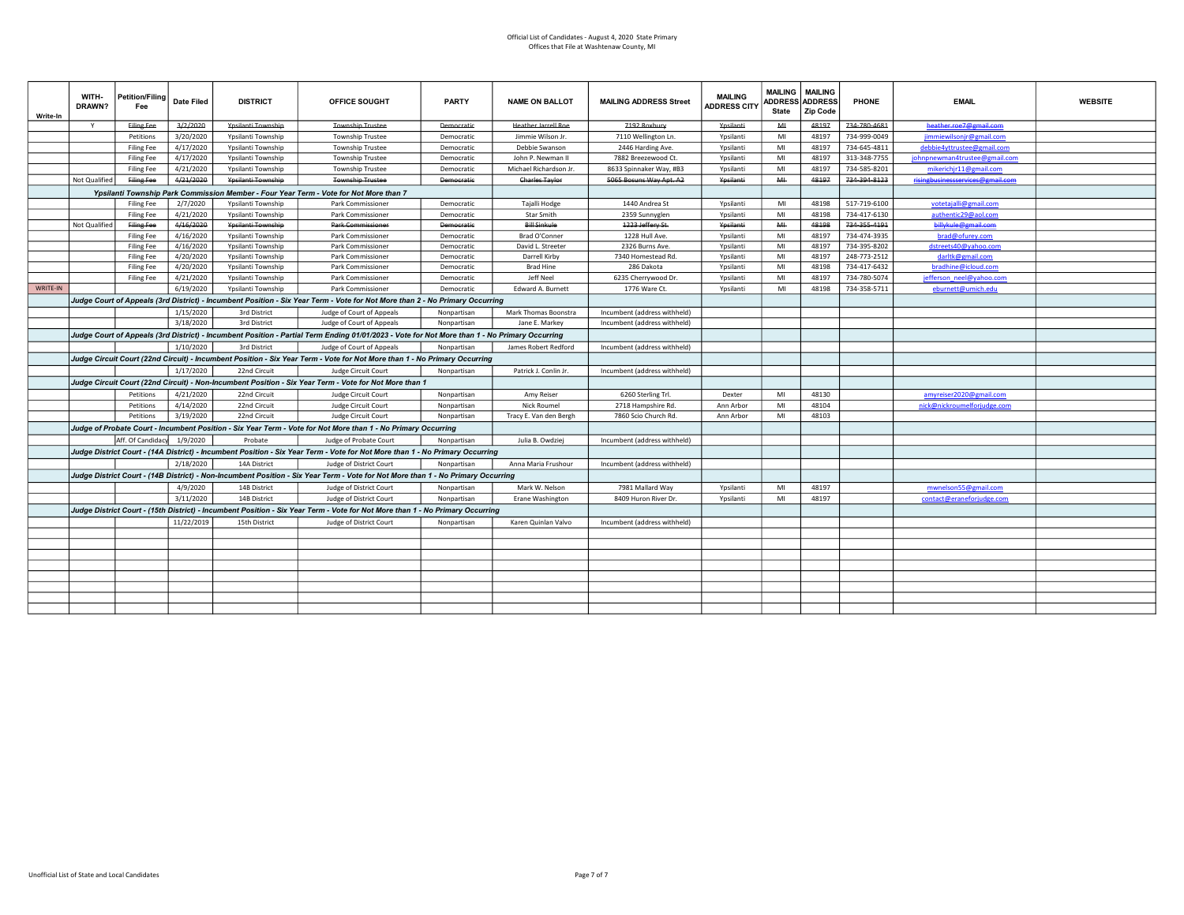Official List of Candidates - August 4, 2020 State Primary
Offices that File at Washtenaw County, MI

| Write-In | WITH-DRAWN? | Petition/Filing Fee | Date Filed | DISTRICT | OFFICE SOUGHT | PARTY | NAME ON BALLOT | MAILING ADDRESS Street | MAILING ADDRESS CITY | MAILING ADDRESS State | MAILING ADDRESS Zip Code | PHONE | EMAIL | WEBSITE |
|---|---|---|---|---|---|---|---|---|---|---|---|---|---|---|
| | Y | ~~Filing Fee~~ | ~~3/2/2020~~ | ~~Ypsilanti Township~~ | ~~Township Trustee~~ | ~~Democratic~~ | ~~Heather Jarrell Roe~~ | ~~7192 Roxbury~~ | ~~Ypsilanti~~ | ~~MI~~ | ~~48197~~ | ~~734-780-4681~~ | ~~heather.roe7@gmail.com~~ | |
| | | Petitions | 3/20/2020 | Ypsilanti Township | Township Trustee | Democratic | Jimmie Wilson Jr. | 7110 Wellington Ln. | Ypsilanti | MI | 48197 | 734-999-0049 | jimmiewilsonjr@gmail.com | |
| | | Filing Fee | 4/17/2020 | Ypsilanti Township | Township Trustee | Democratic | Debbie Swanson | 2446 Harding Ave. | Ypsilanti | MI | 48197 | 734-645-4811 | debbie4yttrustee@gmail.com | |
| | | Filing Fee | 4/17/2020 | Ypsilanti Township | Township Trustee | Democratic | John P. Newman II | 7882 Breezewood Ct. | Ypsilanti | MI | 48197 | 313-348-7755 | johnpnewman4trustee@gmail.com | |
| | | Filing Fee | 4/21/2020 | Ypsilanti Township | Township Trustee | Democratic | Michael Richardson Jr. | 8633 Spinnaker Way, #B3 | Ypsilanti | MI | 48197 | 734-585-8201 | mikerichjr11@gmail.com | |
| | Not Qualified | ~~Filing Fee~~ | ~~4/21/2020~~ | ~~Ypsilanti Township~~ | ~~Township Trustee~~ | ~~Democratic~~ | ~~Charles Taylor~~ | ~~5065 Bosuns Way Apt. A2~~ | ~~Ypsilanti~~ | ~~MI~~ | ~~48197~~ | ~~734-394-8123~~ | ~~risingbusinessservices@gmail.com~~ | |
| | | ***Ypsilanti Township Park Commission Member - Four Year Term - Vote for Not More than 7*** | | | | | | | | | | | | |
| | | Filing Fee | 2/7/2020 | Ypsilanti Township | Park Commissioner | Democratic | Tajalli Hodge | 1440 Andrea St | Ypsilanti | MI | 48198 | 517-719-6100 | votetajalli@gmail.com | |
| | | Filing Fee | 4/21/2020 | Ypsilanti Township | Park Commissioner | Democratic | Star Smith | 2359 Sunnyglen | Ypsilanti | MI | 48198 | 734-417-6130 | authentic29@aol.com | |
| | Not Qualified | ~~Filing Fee~~ | ~~4/16/2020~~ | ~~Ypsilanti Township~~ | ~~Park Commissioner~~ | ~~Democratic~~ | ~~Bill Sinkule~~ | ~~1223 Jeffery St.~~ | ~~Ypsilanti~~ | ~~MI~~ | ~~48198~~ | ~~734-355-4191~~ | ~~billykule@gmail.com~~ | |
| | | Filing Fee | 4/16/2020 | Ypsilanti Township | Park Commissioner | Democratic | Brad O'Conner | 1228 Hull Ave. | Ypsilanti | MI | 48197 | 734-474-3935 | brad@ofurey.com | |
| | | Filing Fee | 4/16/2020 | Ypsilanti Township | Park Commissioner | Democratic | David L. Streeter | 2326 Burns Ave. | Ypsilanti | MI | 48197 | 734-395-8202 | dstreets40@yahoo.com | |
| | | Filing Fee | 4/20/2020 | Ypsilanti Township | Park Commissioner | Democratic | Darrell Kirby | 7340 Homestead Rd. | Ypsilanti | MI | 48197 | 248-773-2512 | darltk@gmail.com | |
| | | Filing Fee | 4/20/2020 | Ypsilanti Township | Park Commissioner | Democratic | Brad Hine | 286 Dakota | Ypsilanti | MI | 48198 | 734-417-6432 | bradhine@icloud.com | |
| | | Filing Fee | 4/21/2020 | Ypsilanti Township | Park Commissioner | Democratic | Jeff Neel | 6235 Cherrywood Dr. | Ypsilanti | MI | 48197 | 734-780-5074 | jefferson_neel@yahoo.com | |
| WRITE-IN | | | 6/19/2020 | Ypsilanti Township | Park Commissioner | Democratic | Edward A. Burnett | 1776 Ware Ct. | Ypsilanti | MI | 48198 | 734-358-5711 | eburnett@umich.edu | |
| | ***Judge Court of Appeals (3rd District) - Incumbent Position - Six Year Term - Vote for Not More than 2 - No Primary Occurring*** | | | | | | | | | | | | | |
| | | | 1/15/2020 | 3rd District | Judge of Court of Appeals | Nonpartisan | Mark Thomas Boonstra | Incumbent (address withheld) | | | | | | |
| | | | 3/18/2020 | 3rd District | Judge of Court of Appeals | Nonpartisan | Jane E. Markey | Incumbent (address withheld) | | | | | | |
| | ***Judge Court of Appeals (3rd District) - Incumbent Position - Partial Term Ending 01/01/2023 - Vote for Not More than 1 - No Primary Occurring*** | | | | | | | | | | | | | |
| | | | 1/10/2020 | 3rd District | Judge of Court of Appeals | Nonpartisan | James Robert Redford | Incumbent (address withheld) | | | | | | |
| | ***Judge Circuit Court (22nd Circuit) - Incumbent Position - Six Year Term - Vote for Not More than 1 - No Primary Occurring*** | | | | | | | | | | | | | |
| | | | 1/17/2020 | 22nd Circuit | Judge Circuit Court | Nonpartisan | Patrick J. Conlin Jr. | Incumbent (address withheld) | | | | | | |
| | ***Judge Circuit Court (22nd Circuit) - Non-Incumbent Position - Six Year Term - Vote for Not More than 1*** | | | | | | | | | | | | | |
| | | Petitions | 4/21/2020 | 22nd Circuit | Judge Circuit Court | Nonpartisan | Amy Reiser | 6260 Sterling Trl. | Dexter | MI | 48130 | | amyreiser2020@gmail.com | |
| | | Petitions | 4/14/2020 | 22nd Circuit | Judge Circuit Court | Nonpartisan | Nick Roumel | 2718 Hampshire Rd. | Ann Arbor | MI | 48104 | | nick@nickroumelforjudge.com | |
| | | Petitions | 3/19/2020 | 22nd Circuit | Judge Circuit Court | Nonpartisan | Tracy E. Van den Bergh | 7860 Scio Church Rd. | Ann Arbor | MI | 48103 | | | |
| | ***Judge of Probate Court - Incumbent Position - Six Year Term - Vote for Not More than 1 - No Primary Occurring*** | | | | | | | | | | | | | |
| | | Aff. Of Candidacy | 1/9/2020 | Probate | Judge of Probate Court | Nonpartisan | Julia B. Owdziej | Incumbent (address withheld) | | | | | | |
| | ***Judge District Court - (14A District) - Incumbent Position - Six Year Term - Vote for Not More than 1 - No Primary Occurring*** | | | | | | | | | | | | | |
| | | | 2/18/2020 | 14A District | Judge of District Court | Nonpartisan | Anna Maria Frushour | Incumbent (address withheld) | | | | | | |
| | ***Judge District Court - (14B District) - Non-Incumbent Position - Six Year Term - Vote for Not More than 1 - No Primary Occurring*** | | | | | | | | | | | | | |
| | | | 4/9/2020 | 14B District | Judge of District Court | Nonpartisan | Mark W. Nelson | 7981 Mallard Way | Ypsilanti | MI | 48197 | | mwnelson55@gmail.com | |
| | | | 3/11/2020 | 14B District | Judge of District Court | Nonpartisan | Erane Washington | 8409 Huron River Dr. | Ypsilanti | MI | 48197 | | contact@eraneforjudge.com | |
| | ***Judge District Court - (15th District) - Incumbent Position - Six Year Term - Vote for Not More than 1 - No Primary Occurring*** | | | | | | | | | | | | | |
| | | | 11/22/2019 | 15th District | Judge of District Court | Nonpartisan | Karen Quinlan Valvo | Incumbent (address withheld) | | | | | | |

Unofficial List of State and Local Candidates